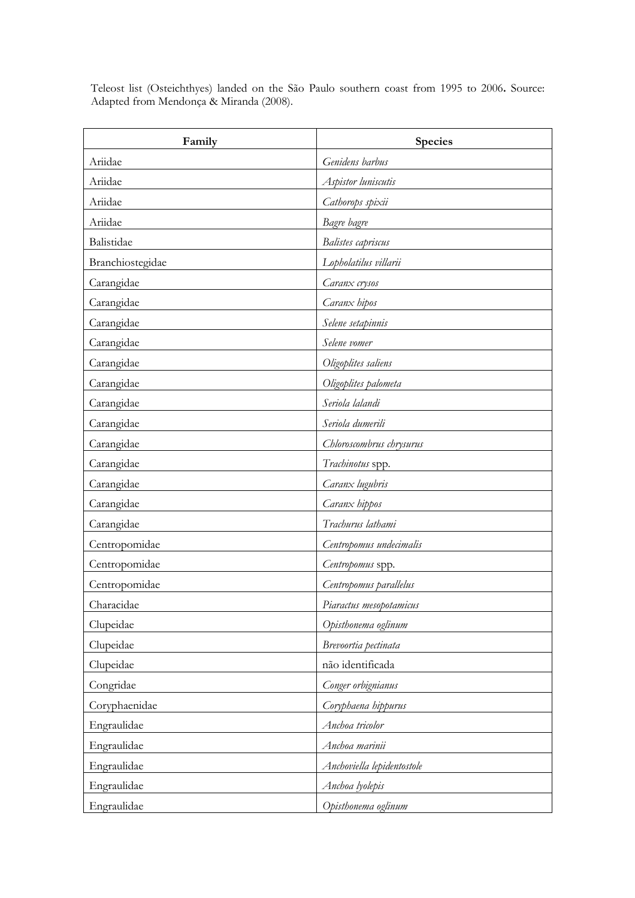Teleost list (Osteichthyes) landed on the São Paulo southern coast from 1995 to 2006**.** Source: Adapted from Mendonça & Miranda (2008).

| **Family** | **Species** |
|---|---|
| Ariidae | *Genidens barbus* |
| Ariidae | *Aspistor luniscutis* |
| Ariidae | *Cathorops spixii* |
| Ariidae | *Bagre bagre* |
| Balistidae | *Balistes capriscus* |
| Branchiostegidae | *Lopholatilus villarii* |
| Carangidae | *Caranx crysos* |
| Carangidae | *Caranx hipos* |
| Carangidae | *Selene setapinnis* |
| Carangidae | *Selene vomer* |
| Carangidae | *Oligoplites saliens* |
| Carangidae | *Oligoplites palometa* |
| Carangidae | *Seriola lalandi* |
| Carangidae | *Seriola dumerili* |
| Carangidae | *Chloroscombrus chrysurus* |
| Carangidae | *Trachinotus* spp. |
| Carangidae | *Caranx lugubris* |
| Carangidae | *Caranx hippos* |
| Carangidae | *Trachurus lathami* |
| Centropomidae | *Centropomus undecimalis* |
| Centropomidae | *Centropomus* spp. |
| Centropomidae | *Centropomus parallelus* |
| Characidae | *Piaractus mesopotamicus* |
| Clupeidae | *Opisthonema oglinum* |
| Clupeidae | *Brevoortia pectinata* |
| Clupeidae | não identificada |
| Congridae | *Conger orbignianus* |
| Coryphaenidae | *Coryphaena hippurus* |
| Engraulidae | *Anchoa tricolor* |
| Engraulidae | *Anchoa marinii* |
| Engraulidae | *Anchoviella lepidentostole* |
| Engraulidae | *Anchoa lyolepis* |
| Engraulidae | *Opisthonema oglinum* |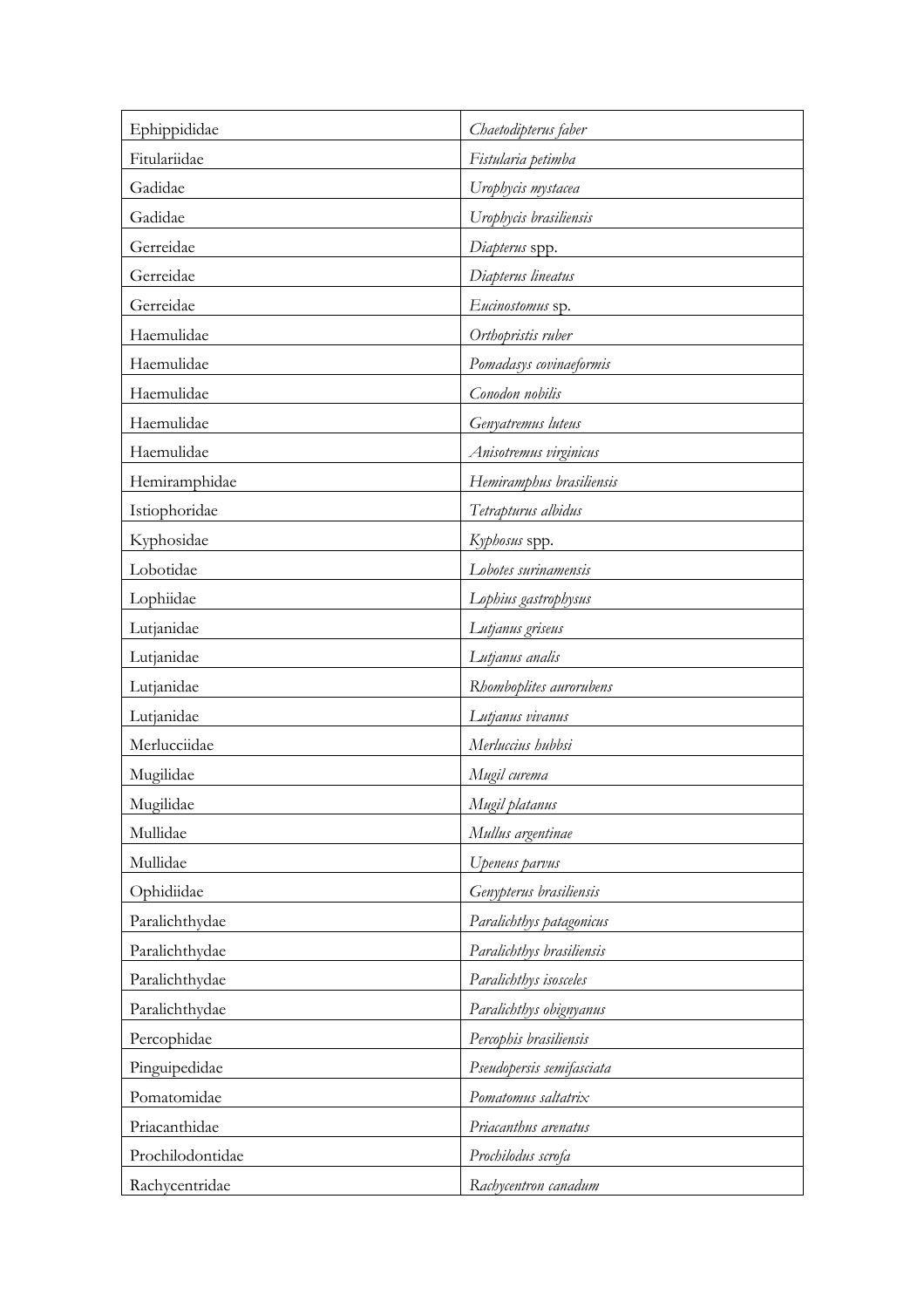| | |
|---|---|
| Ephippididae | *Chaetodipterus faber* |
| Fitulariidae | *Fistularia petimba* |
| Gadidae | *Urophycis mystacea* |
| Gadidae | *Urophycis brasiliensis* |
| Gerreidae | *Diapterus* spp. |
| Gerreidae | *Diapterus lineatus* |
| Gerreidae | *Eucinostomus* sp. |
| Haemulidae | *Orthopristis ruber* |
| Haemulidae | *Pomadasys covinaeformis* |
| Haemulidae | *Conodon nobilis* |
| Haemulidae | *Genyatremus luteus* |
| Haemulidae | *Anisotremus virginicus* |
| Hemiramphidae | *Hemiramphus brasiliensis* |
| Istiophoridae | *Tetrapturus albidus* |
| Kyphosidae | *Kyphosus* spp. |
| Lobotidae | *Lobotes surinamensis* |
| Lophiidae | *Lophius gastrophysus* |
| Lutjanidae | *Lutjanus griseus* |
| Lutjanidae | *Lutjanus analis* |
| Lutjanidae | *Rhomboplites aurorubens* |
| Lutjanidae | *Lutjanus vivanus* |
| Merlucciidae | *Merluccius hubbsi* |
| Mugilidae | *Mugil curema* |
| Mugilidae | *Mugil platanus* |
| Mullidae | *Mullus argentinae* |
| Mullidae | *Upeneus parvus* |
| Ophidiidae | *Genypterus brasiliensis* |
| Paralichthydae | *Paralichthys patagonicus* |
| Paralichthydae | *Paralichthys brasiliensis* |
| Paralichthydae | *Paralichthys isosceles* |
| Paralichthydae | *Paralichthys obignyanus* |
| Percophidae | *Percophis brasiliensis* |
| Pinguipedidae | *Pseudopersis semifasciata* |
| Pomatomidae | *Pomatomus saltatrix* |
| Priacanthidae | *Priacanthus arenatus* |
| Prochilodontidae | *Prochilodus scrofa* |
| Rachycentridae | *Rachycentron canadum* |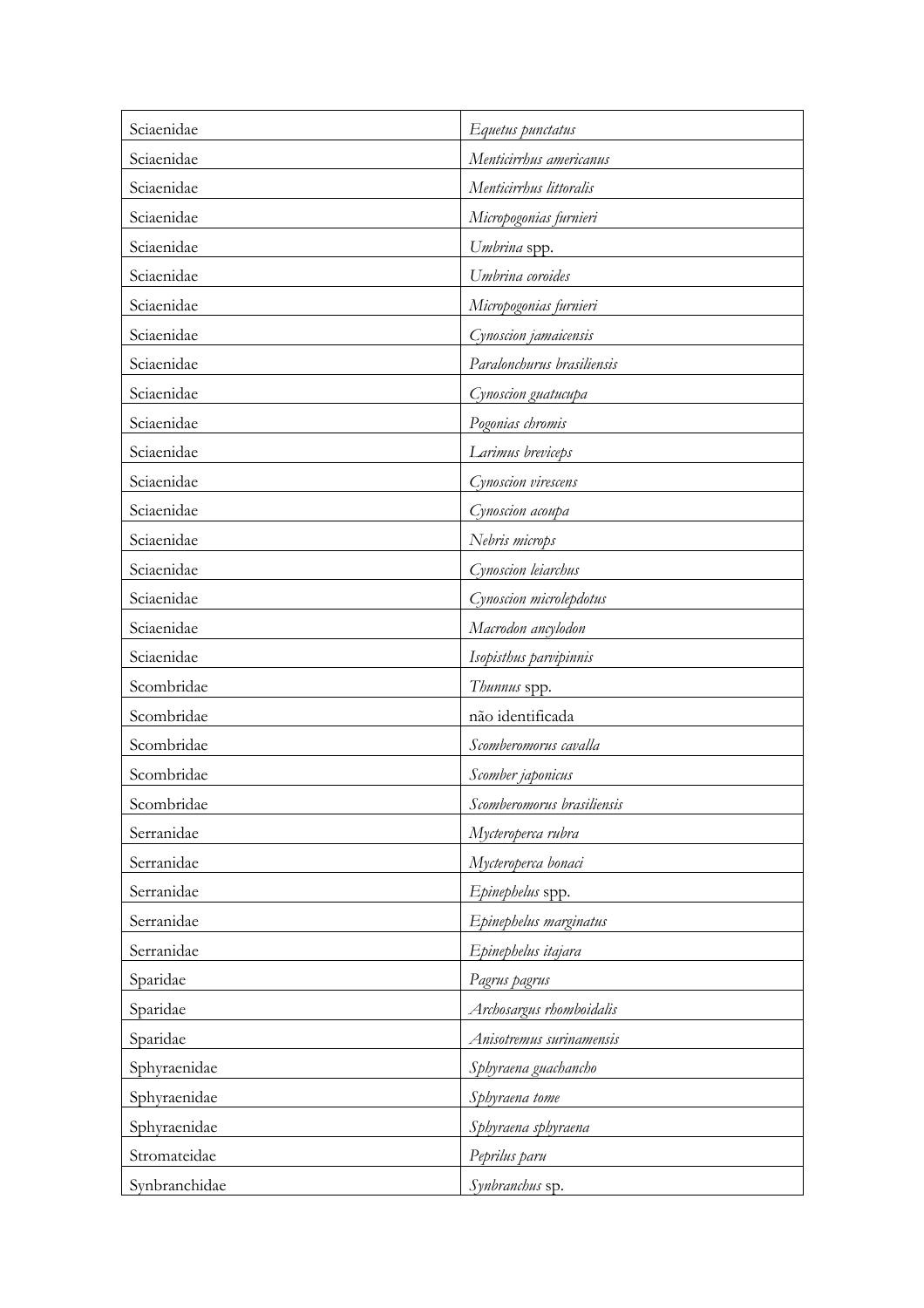| | |
|---|---|
| Sciaenidae | *Equetus punctatus* |
| Sciaenidae | *Menticirrhus americanus* |
| Sciaenidae | *Menticirrhus littoralis* |
| Sciaenidae | *Micropogonias furnieri* |
| Sciaenidae | *Umbrina* spp. |
| Sciaenidae | *Umbrina coroides* |
| Sciaenidae | *Micropogonias furnieri* |
| Sciaenidae | *Cynoscion jamaicensis* |
| Sciaenidae | *Paralonchurus brasiliensis* |
| Sciaenidae | *Cynoscion guatucupa* |
| Sciaenidae | *Pogonias chromis* |
| Sciaenidae | *Larimus breviceps* |
| Sciaenidae | *Cynoscion virescens* |
| Sciaenidae | *Cynoscion acoupa* |
| Sciaenidae | *Nebris microps* |
| Sciaenidae | *Cynoscion leiarchus* |
| Sciaenidae | *Cynoscion microlepdotus* |
| Sciaenidae | *Macrodon ancylodon* |
| Sciaenidae | *Isopisthus parvipinnis* |
| Scombridae | *Thunnus* spp. |
| Scombridae | não identificada |
| Scombridae | *Scomberomorus cavalla* |
| Scombridae | *Scomber japonicus* |
| Scombridae | *Scomberomorus brasiliensis* |
| Serranidae | *Mycteroperca rubra* |
| Serranidae | *Mycteroperca bonaci* |
| Serranidae | *Epinephelus* spp. |
| Serranidae | *Epinephelus marginatus* |
| Serranidae | *Epinephelus itajara* |
| Sparidae | *Pagrus pagrus* |
| Sparidae | *Archosargus rhomboidalis* |
| Sparidae | *Anisotremus surinamensis* |
| Sphyraenidae | *Sphyraena guachancho* |
| Sphyraenidae | *Sphyraena tome* |
| Sphyraenidae | *Sphyraena sphyraena* |
| Stromateidae | *Peprilus paru* |
| Synbranchidae | *Synbranchus* sp. |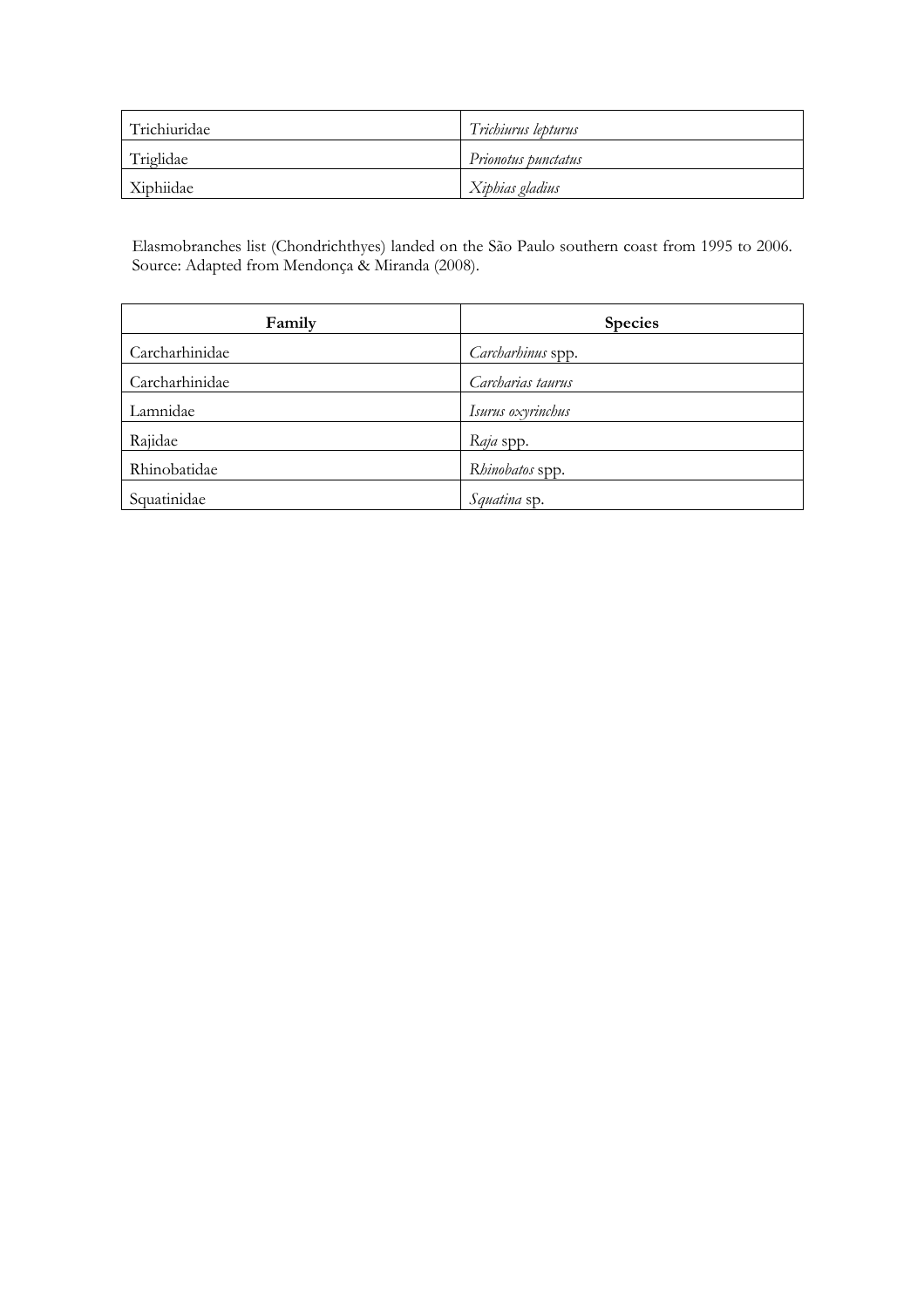| Trichiuridae | *Trichiurus lepturus* |
|---|---|
| Triglidae | *Prionotus punctatus* |
| Xiphiidae | *Xiphias gladius* |

Elasmobranches list (Chondrichthyes) landed on the São Paulo southern coast from 1995 to 2006. Source: Adapted from Mendonça & Miranda (2008).

| Family | Species |
|---|---|
| Carcharhinidae | *Carcharhinus* spp. |
| Carcharhinidae | *Carcharias taurus* |
| Lamnidae | *Isurus oxyrinchus* |
| Rajidae | *Raja* spp. |
| Rhinobatidae | *Rhinobatos* spp. |
| Squatinidae | *Squatina* sp. |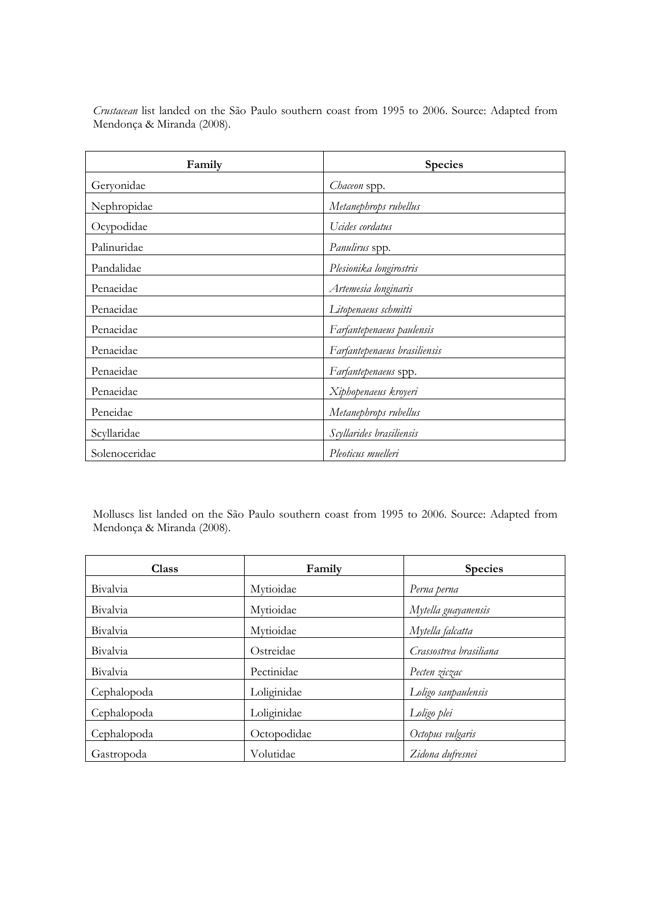*Crustacean* list landed on the São Paulo southern coast from 1995 to 2006. Source: Adapted from Mendonça & Miranda (2008).

| Family | Species |
|---|---|
| Geryonidae | *Chaceon* spp. |
| Nephropidae | *Metanephrops rubellus* |
| Ocypodidae | *Ucides cordatus* |
| Palinuridae | *Panulirus* spp. |
| Pandalidae | *Plesionika longirostris* |
| Penaeidae | *Artemesia longinaris* |
| Penaeidae | *Litopenaeus schmitti* |
| Penaeidae | *Farfantepenaeus paulensis* |
| Penaeidae | *Farfantepenaeus brasiliensis* |
| Penaeidae | *Farfantepenaeus* spp. |
| Penaeidae | *Xiphopenaeus kroyeri* |
| Peneidae | *Metanephrops rubellus* |
| Scyllaridae | *Scyllarides brasiliensis* |
| Solenoceridae | *Pleoticus muelleri* |

Molluscs list landed on the São Paulo southern coast from 1995 to 2006. Source: Adapted from Mendonça & Miranda (2008).

| Class | Family | Species |
|---|---|---|
| Bivalvia | Mytioidae | *Perna perna* |
| Bivalvia | Mytioidae | *Mytella guayanensis* |
| Bivalvia | Mytioidae | *Mytella falcatta* |
| Bivalvia | Ostreidae | *Crassostrea brasiliana* |
| Bivalvia | Pectinidae | *Pecten ziczac* |
| Cephalopoda | Loliginidae | *Loligo sanpaulensis* |
| Cephalopoda | Loliginidae | *Loligo plei* |
| Cephalopoda | Octopodidae | *Octopus vulgaris* |
| Gastropoda | Volutidae | *Zidona dufresnei* |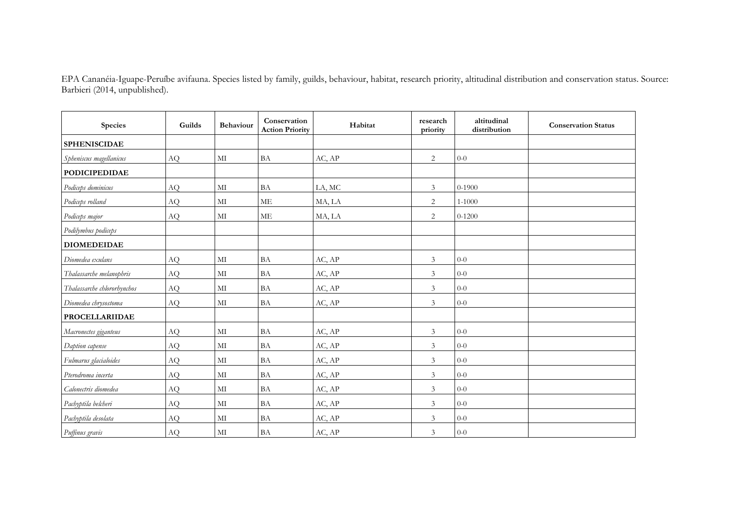EPA Cananéia-Iguape-Peruíbe avifauna. Species listed by family, guilds, behaviour, habitat, research priority, altitudinal distribution and conservation status. Source: Barbieri (2014, unpublished).

| Species | Guilds | Behaviour | Conservation Action Priority | Habitat | research priority | altitudinal distribution | Conservation Status |
|---|---|---|---|---|---|---|---|
| **SPHENISCIDAE** | | | | | | | |
| *Spheniscus magellanicus* | AQ | MI | BA | AC, AP | 2 | 0-0 | |
| **PODICIPEDIDAE** | | | | | | | |
| *Podiceps dominicus* | AQ | MI | BA | LA, MC | 3 | 0-1900 | |
| *Podiceps rolland* | AQ | MI | ME | MA, LA | 2 | 1-1000 | |
| *Podiceps major* | AQ | MI | ME | MA, LA | 2 | 0-1200 | |
| *Podilymbus podiceps* | | | | | | | |
| **DIOMEDEIDAE** | | | | | | | |
| *Diomedea exulans* | AQ | MI | BA | AC, AP | 3 | 0-0 | |
| *Thalassarche melanophris* | AQ | MI | BA | AC, AP | 3 | 0-0 | |
| *Thalassarche chlororhynchos* | AQ | MI | BA | AC, AP | 3 | 0-0 | |
| *Diomedea chrysostoma* | AQ | MI | BA | AC, AP | 3 | 0-0 | |
| **PROCELLARIIDAE** | | | | | | | |
| *Macronectes giganteus* | AQ | MI | BA | AC, AP | 3 | 0-0 | |
| *Daption capense* | AQ | MI | BA | AC, AP | 3 | 0-0 | |
| *Fulmarus glacialoides* | AQ | MI | BA | AC, AP | 3 | 0-0 | |
| *Pterodroma incerta* | AQ | MI | BA | AC, AP | 3 | 0-0 | |
| *Calonectris diomedea* | AQ | MI | BA | AC, AP | 3 | 0-0 | |
| *Pachyptila belcheri* | AQ | MI | BA | AC, AP | 3 | 0-0 | |
| *Pachyptila desolata* | AQ | MI | BA | AC, AP | 3 | 0-0 | |
| *Puffinus gravis* | AQ | MI | BA | AC, AP | 3 | 0-0 | |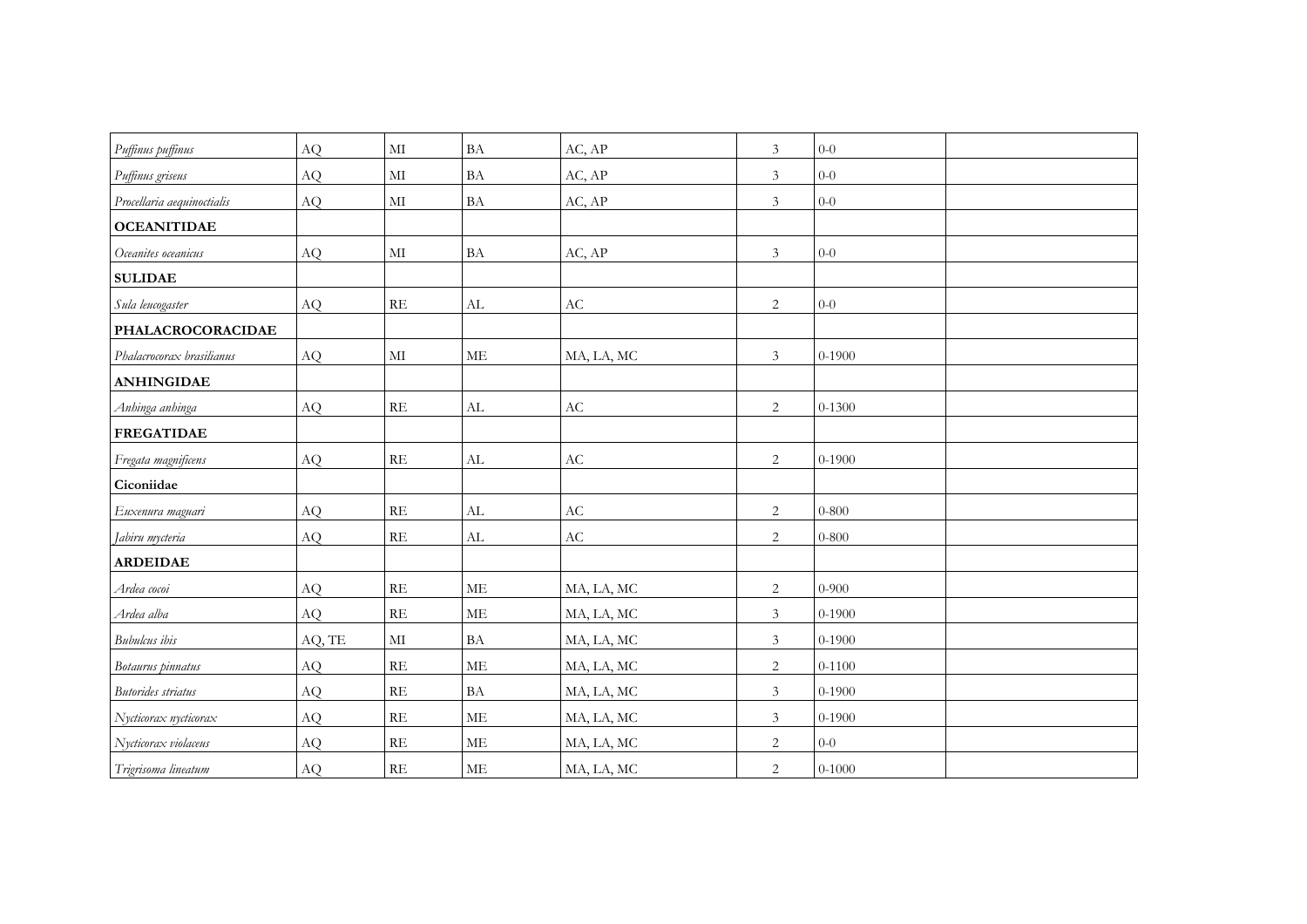| | | | | | | | |
|---|---|---|---|---|---|---|---|
| *Puffinus puffinus* | AQ | MI | BA | AC, AP | 3 | 0-0 | |
| *Puffinus griseus* | AQ | MI | BA | AC, AP | 3 | 0-0 | |
| *Procellaria aequinoctialis* | AQ | MI | BA | AC, AP | 3 | 0-0 | |
| **OCEANITIDAE** | | | | | | | |
| *Oceanites oceanicus* | AQ | MI | BA | AC, AP | 3 | 0-0 | |
| **SULIDAE** | | | | | | | |
| *Sula leucogaster* | AQ | RE | AL | AC | 2 | 0-0 | |
| **PHALACROCORACIDAE** | | | | | | | |
| *Phalacrocorax brasilianus* | AQ | MI | ME | MA, LA, MC | 3 | 0-1900 | |
| **ANHINGIDAE** | | | | | | | |
| *Anhinga anhinga* | AQ | RE | AL | AC | 2 | 0-1300 | |
| **FREGATIDAE** | | | | | | | |
| *Fregata magnificens* | AQ | RE | AL | AC | 2 | 0-1900 | |
| **Ciconiidae** | | | | | | | |
| *Euxenura maguari* | AQ | RE | AL | AC | 2 | 0-800 | |
| *Jabiru mycteria* | AQ | RE | AL | AC | 2 | 0-800 | |
| **ARDEIDAE** | | | | | | | |
| *Ardea cocoi* | AQ | RE | ME | MA, LA, MC | 2 | 0-900 | |
| *Ardea alba* | AQ | RE | ME | MA, LA, MC | 3 | 0-1900 | |
| *Bubulcus ibis* | AQ, TE | MI | BA | MA, LA, MC | 3 | 0-1900 | |
| *Botaurus pinnatus* | AQ | RE | ME | MA, LA, MC | 2 | 0-1100 | |
| *Butorides striatus* | AQ | RE | BA | MA, LA, MC | 3 | 0-1900 | |
| *Nycticorax nycticorax* | AQ | RE | ME | MA, LA, MC | 3 | 0-1900 | |
| *Nycticorax violaceus* | AQ | RE | ME | MA, LA, MC | 2 | 0-0 | |
| *Trigrisoma lineatum* | AQ | RE | ME | MA, LA, MC | 2 | 0-1000 | |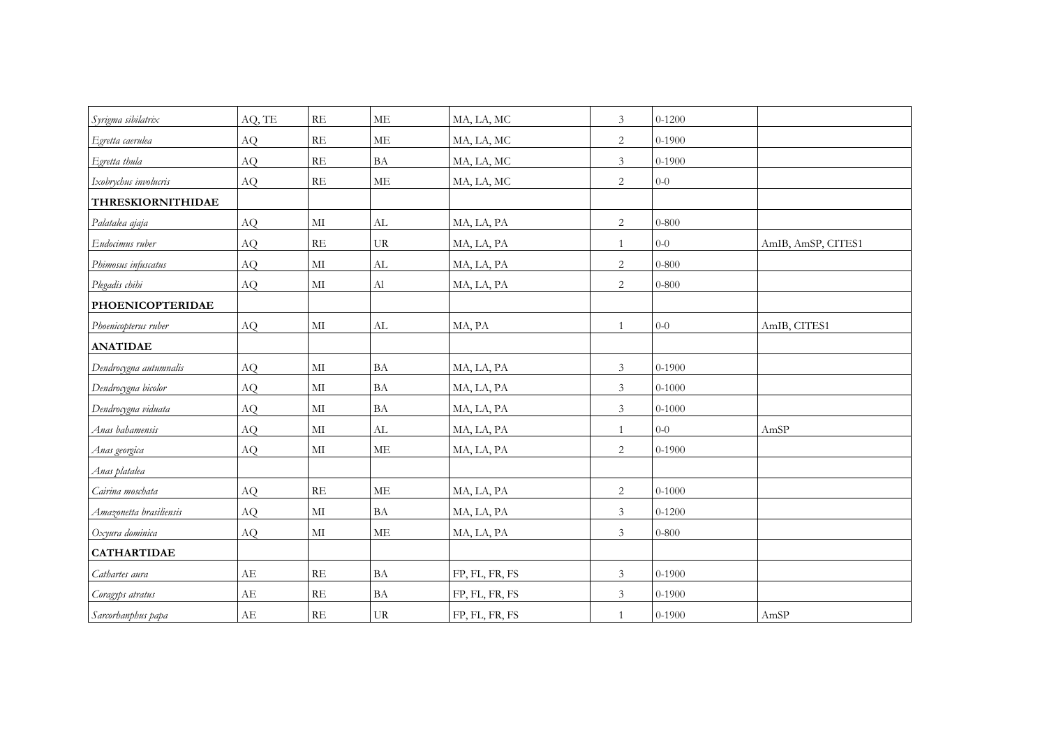| | | | | | | | |
|---|---|---|---|---|---|---|---|
| *Syrigma sibilatrix* | AQ, TE | RE | ME | MA, LA, MC | 3 | 0-1200 | |
| *Egretta caerulea* | AQ | RE | ME | MA, LA, MC | 2 | 0-1900 | |
| *Egretta thula* | AQ | RE | BA | MA, LA, MC | 3 | 0-1900 | |
| *Ixobrychus involucris* | AQ | RE | ME | MA, LA, MC | 2 | 0-0 | |
| **THRESKIORNITHIDAE** | | | | | | | |
| *Palatalea ajaja* | AQ | MI | AL | MA, LA, PA | 2 | 0-800 | |
| *Eudocimus ruber* | AQ | RE | UR | MA, LA, PA | 1 | 0-0 | AmIB, AmSP, CITES1 |
| *Phimosus infuscatus* | AQ | MI | AL | MA, LA, PA | 2 | 0-800 | |
| *Plegadis chibi* | AQ | MI | Al | MA, LA, PA | 2 | 0-800 | |
| **PHOENICOPTERIDAE** | | | | | | | |
| *Phoenicopterus ruber* | AQ | MI | AL | MA, PA | 1 | 0-0 | AmIB, CITES1 |
| **ANATIDAE** | | | | | | | |
| *Dendrocygna autumnalis* | AQ | MI | BA | MA, LA, PA | 3 | 0-1900 | |
| *Dendrocygna bicolor* | AQ | MI | BA | MA, LA, PA | 3 | 0-1000 | |
| *Dendrocygna viduata* | AQ | MI | BA | MA, LA, PA | 3 | 0-1000 | |
| *Anas bahamensis* | AQ | MI | AL | MA, LA, PA | 1 | 0-0 | AmSP |
| *Anas georgica* | AQ | MI | ME | MA, LA, PA | 2 | 0-1900 | |
| *Anas platalea* | | | | | | | |
| *Cairina moschata* | AQ | RE | ME | MA, LA, PA | 2 | 0-1000 | |
| *Amazonetta brasiliensis* | AQ | MI | BA | MA, LA, PA | 3 | 0-1200 | |
| *Oxyura dominica* | AQ | MI | ME | MA, LA, PA | 3 | 0-800 | |
| **CATHARTIDAE** | | | | | | | |
| *Cathartes aura* | AE | RE | BA | FP, FL, FR, FS | 3 | 0-1900 | |
| *Coragyps atratus* | AE | RE | BA | FP, FL, FR, FS | 3 | 0-1900 | |
| *Sarcorhanphus papa* | AE | RE | UR | FP, FL, FR, FS | 1 | 0-1900 | AmSP |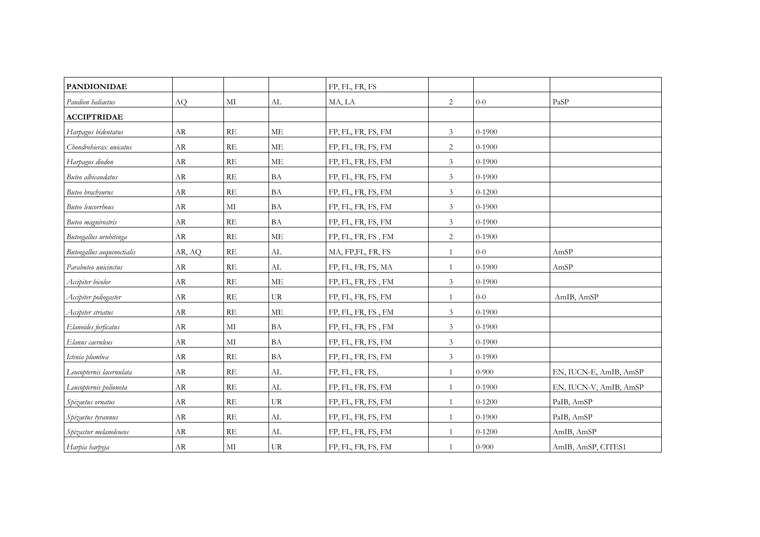| PANDIONIDAE | | | | FP, FL, FR, FS | | | |
|---|---|---|---|---|---|---|---|
| *Pandion haliaetus* | AQ | MI | AL | MA, LA | 2 | 0-0 | PaSP |
| **ACCIPTRIDAE** | | | | | | | |
| *Harpagus bidentatus* | AR | RE | ME | FP, FL, FR, FS, FM | 3 | 0-1900 | |
| *Chondrohierax unicatus* | AR | RE | ME | FP, FL, FR, FS, FM | 2 | 0-1900 | |
| *Harpagus diodon* | AR | RE | ME | FP, FL, FR, FS, FM | 3 | 0-1900 | |
| *Buteo albicaudatus* | AR | RE | BA | FP, FL, FR, FS, FM | 3 | 0-1900 | |
| *Buteo brachyurus* | AR | RE | BA | FP, FL, FR, FS, FM | 3 | 0-1200 | |
| *Buteo leucorrhous* | AR | MI | BA | FP, FL, FR, FS, FM | 3 | 0-1900 | |
| *Buteo magnirostris* | AR | RE | BA | FP, FL, FR, FS, FM | 3 | 0-1900 | |
| *Buteogallus urubitinga* | AR | RE | ME | FP, FL, FR, FS , FM | 2 | 0-1900 | |
| *Buteogallus aequinoctialis* | AR, AQ | RE | AL | MA, FP,FL, FR, FS | 1 | 0-0 | AmSP |
| *Parabuteo unicinctus* | AR | RE | AL | FP, FL, FR, FS, MA | 1 | 0-1900 | AmSP |
| *Accipiter bicolor* | AR | RE | ME | FP, FL, FR, FS , FM | 3 | 0-1900 | |
| *Accipiter poliogaster* | AR | RE | UR | FP, FL, FR, FS, FM | 1 | 0-0 | AmIB, AmSP |
| *Accipiter striatus* | AR | RE | ME | FP, FL, FR, FS , FM | 3 | 0-1900 | |
| *Elanoides forficatus* | AR | MI | BA | FP, FL, FR, FS , FM | 3 | 0-1900 | |
| *Elanus caeruleus* | AR | MI | BA | FP, FL, FR, FS, FM | 3 | 0-1900 | |
| *Ictinia plumbea* | AR | RE | BA | FP, FL, FR, FS, FM | 3 | 0-1900 | |
| *Leucopternis lacernulata* | AR | RE | AL | FP, FL, FR, FS, | 1 | 0-900 | EN, IUCN-E, AmIB, AmSP |
| *Leucopternis polionota* | AR | RE | AL | FP, FL, FR, FS, FM | 1 | 0-1900 | EN, IUCN-V, AmIB, AmSP |
| *Spizaetus ornatus* | AR | RE | UR | FP, FL, FR, FS, FM | 1 | 0-1200 | PaIB, AmSP |
| *Spizaetus tyrannus* | AR | RE | AL | FP, FL, FR, FS, FM | 1 | 0-1900 | PaIB, AmSP |
| *Spizastur melanoleucos* | AR | RE | AL | FP, FL, FR, FS, FM | 1 | 0-1200 | AmIB, AmSP |
| *Harpia harpyja* | AR | MI | UR | FP, FL, FR, FS, FM | 1 | 0-900 | AmIB, AmSP, CITES1 |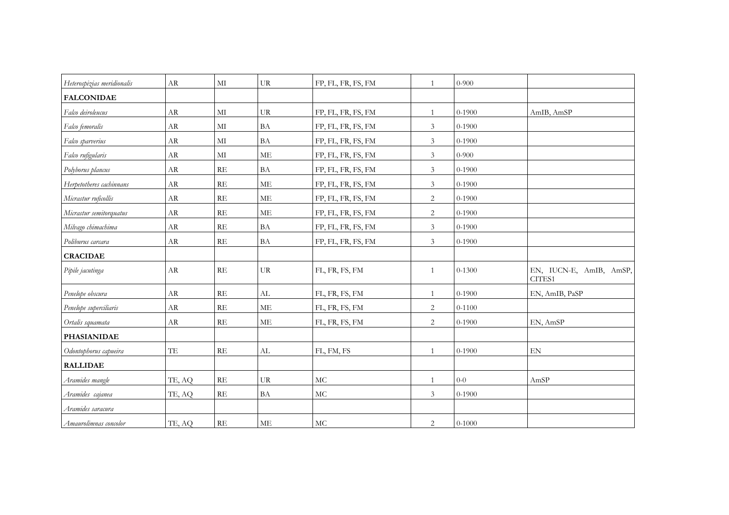| | | | | | | | |
|---|---|---|---|---|---|---|---|
| *Heterospizias meridionalis* | AR | MI | UR | FP, FL, FR, FS, FM | 1 | 0-900 | |
| **FALCONIDAE** | | | | | | | |
| *Falco deiroleucus* | AR | MI | UR | FP, FL, FR, FS, FM | 1 | 0-1900 | AmIB, AmSP |
| *Falco femoralis* | AR | MI | BA | FP, FL, FR, FS, FM | 3 | 0-1900 | |
| *Falco sparverius* | AR | MI | BA | FP, FL, FR, FS, FM | 3 | 0-1900 | |
| *Falco rufigularis* | AR | MI | ME | FP, FL, FR, FS, FM | 3 | 0-900 | |
| *Polyborus plancus* | AR | RE | BA | FP, FL, FR, FS, FM | 3 | 0-1900 | |
| *Herpetotheres cachinnans* | AR | RE | ME | FP, FL, FR, FS, FM | 3 | 0-1900 | |
| *Micrastur ruficollis* | AR | RE | ME | FP, FL, FR, FS, FM | 2 | 0-1900 | |
| *Micrastur semitorquatus* | AR | RE | ME | FP, FL, FR, FS, FM | 2 | 0-1900 | |
| *Milvago chimachima* | AR | RE | BA | FP, FL, FR, FS, FM | 3 | 0-1900 | |
| *Poliburus carcara* | AR | RE | BA | FP, FL, FR, FS, FM | 3 | 0-1900 | |
| **CRACIDAE** | | | | | | | |
| *Pipile jacutinga* | AR | RE | UR | FL, FR, FS, FM | 1 | 0-1300 | EN, IUCN-E, AmIB, AmSP, CITES1 |
| *Penelope obscura* | AR | RE | AL | FL, FR, FS, FM | 1 | 0-1900 | EN, AmIB, PaSP |
| *Penelope superciliaris* | AR | RE | ME | FL, FR, FS, FM | 2 | 0-1100 | |
| *Ortalis squamata* | AR | RE | ME | FL, FR, FS, FM | 2 | 0-1900 | EN, AmSP |
| **PHASIANIDAE** | | | | | | | |
| *Odontophorus capueira* | TE | RE | AL | FL, FM, FS | 1 | 0-1900 | EN |
| **RALLIDAE** | | | | | | | |
| *Aramides mangle* | TE, AQ | RE | UR | MC | 1 | 0-0 | AmSP |
| *Aramides cajanea* | TE, AQ | RE | BA | MC | 3 | 0-1900 | |
| *Aramides saracura* | | | | | | | |
| *Amaurolimnas concolor* | TE, AQ | RE | ME | MC | 2 | 0-1000 | |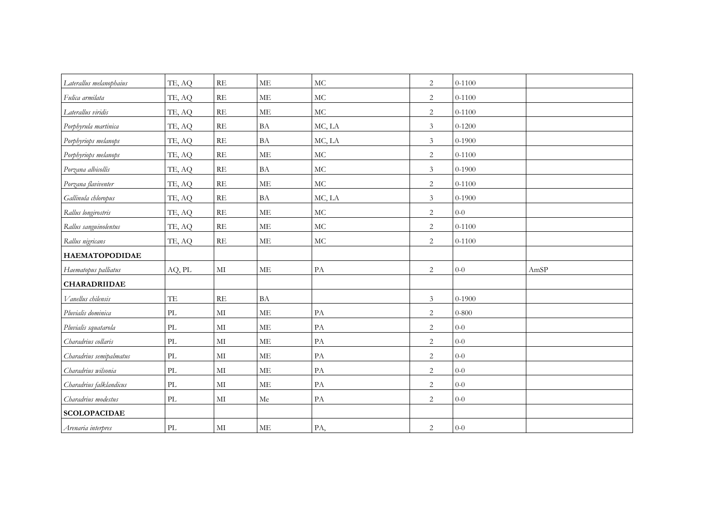| | | | | | | | |
|---|---|---|---|---|---|---|---|
| *Laterallus melanophaius* | TE, AQ | RE | ME | MC | 2 | 0-1100 | |
| *Fulica armilata* | TE, AQ | RE | ME | MC | 2 | 0-1100 | |
| *Laterallus viridis* | TE, AQ | RE | ME | MC | 2 | 0-1100 | |
| *Porphyrula martinica* | TE, AQ | RE | BA | MC, LA | 3 | 0-1200 | |
| *Porphyriops melanops* | TE, AQ | RE | BA | MC, LA | 3 | 0-1900 | |
| *Porphyriops melanops* | TE, AQ | RE | ME | MC | 2 | 0-1100 | |
| *Porzana albicollis* | TE, AQ | RE | BA | MC | 3 | 0-1900 | |
| *Porzana flaviventer* | TE, AQ | RE | ME | MC | 2 | 0-1100 | |
| *Gallinula chloropus* | TE, AQ | RE | BA | MC, LA | 3 | 0-1900 | |
| *Rallus longirostris* | TE, AQ | RE | ME | MC | 2 | 0-0 | |
| *Rallus sanguinolentus* | TE, AQ | RE | ME | MC | 2 | 0-1100 | |
| *Rallus nigricans* | TE, AQ | RE | ME | MC | 2 | 0-1100 | |
| **HAEMATOPODIDAE** | | | | | | | |
| *Haematopus palliatus* | AQ, PL | MI | ME | PA | 2 | 0-0 | AmSP |
| **CHARADRIIDAE** | | | | | | | |
| *Vanellus chilensis* | TE | RE | BA | | 3 | 0-1900 | |
| *Pluvialis dominica* | PL | MI | ME | PA | 2 | 0-800 | |
| *Pluvialis squatarola* | PL | MI | ME | PA | 2 | 0-0 | |
| *Charadrius collaris* | PL | MI | ME | PA | 2 | 0-0 | |
| *Charadrius semipalmatus* | PL | MI | ME | PA | 2 | 0-0 | |
| *Charadrius wilsonia* | PL | MI | ME | PA | 2 | 0-0 | |
| *Charadrius falklandicus* | PL | MI | ME | PA | 2 | 0-0 | |
| *Charadrius modestus* | PL | MI | Me | PA | 2 | 0-0 | |
| **SCOLOPACIDAE** | | | | | | | |
| *Arenaria interpres* | PL | MI | ME | PA, | 2 | 0-0 | |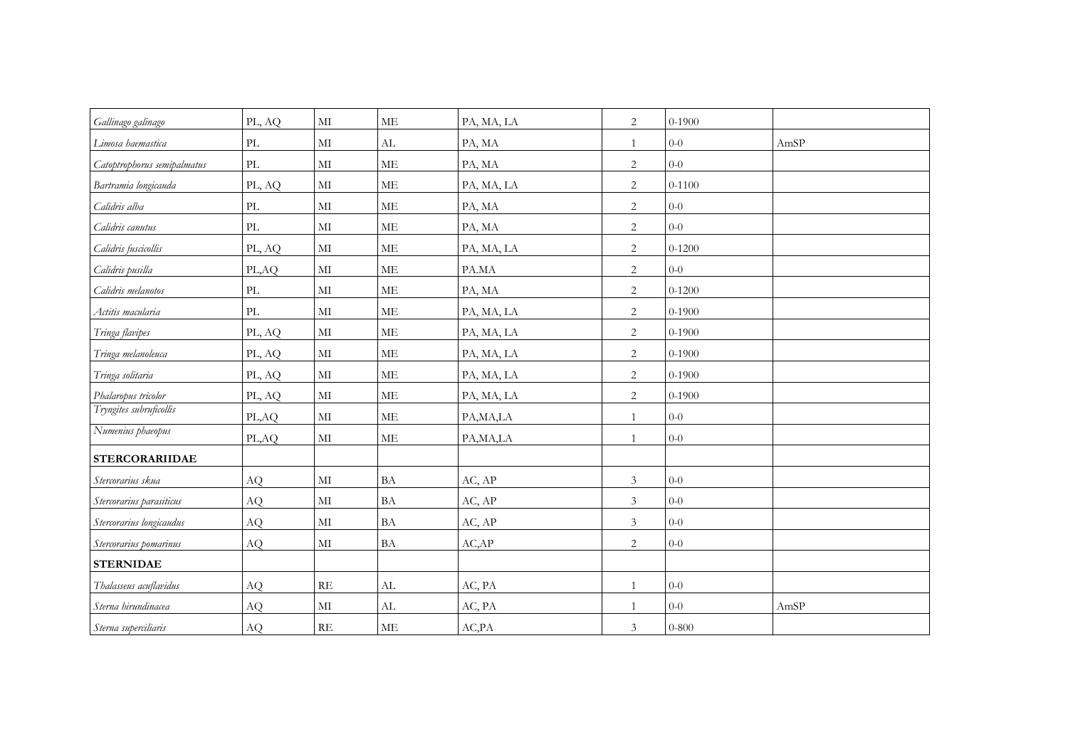| | | | | | | | |
|---|---|---|---|---|---|---|---|
| *Gallinago galinago* | PL, AQ | MI | ME | PA, MA, LA | 2 | 0-1900 | |
| *Limosa haemastica* | PL | MI | AL | PA, MA | 1 | 0-0 | AmSP |
| *Catoptrophorus semipalmatus* | PL | MI | ME | PA, MA | 2 | 0-0 | |
| *Bartramia longicauda* | PL, AQ | MI | ME | PA, MA, LA | 2 | 0-1100 | |
| *Calidris alba* | PL | MI | ME | PA, MA | 2 | 0-0 | |
| *Calidris canutus* | PL | MI | ME | PA, MA | 2 | 0-0 | |
| *Calidris fuscicollis* | PL, AQ | MI | ME | PA, MA, LA | 2 | 0-1200 | |
| *Calidris pusilla* | PL,AQ | MI | ME | PA.MA | 2 | 0-0 | |
| *Calidris melanotos* | PL | MI | ME | PA, MA | 2 | 0-1200 | |
| *Actitis macularia* | PL | MI | ME | PA, MA, LA | 2 | 0-1900 | |
| *Tringa flavipes* | PL, AQ | MI | ME | PA, MA, LA | 2 | 0-1900 | |
| *Tringa melanoleuca* | PL, AQ | MI | ME | PA, MA, LA | 2 | 0-1900 | |
| *Tringa solitaria* | PL, AQ | MI | ME | PA, MA, LA | 2 | 0-1900 | |
| *Phalaropus tricolor* | PL, AQ | MI | ME | PA, MA, LA | 2 | 0-1900 | |
| *Tryngites subruficollis* | PL,AQ | MI | ME | PA,MA,LA | 1 | 0-0 | |
| *Numenius phaeopus* | PL,AQ | MI | ME | PA,MA,LA | 1 | 0-0 | |
| **STERCORARIIDAE** | | | | | | | |
| *Stercorarius skua* | AQ | MI | BA | AC, AP | 3 | 0-0 | |
| *Stercorarius parasiticus* | AQ | MI | BA | AC, AP | 3 | 0-0 | |
| *Stercorarius longicaudus* | AQ | MI | BA | AC, AP | 3 | 0-0 | |
| *Stercorarius pomarinus* | AQ | MI | BA | AC,AP | 2 | 0-0 | |
| **STERNIDAE** | | | | | | | |
| *Thalasseus acuflavidus* | AQ | RE | AL | AC, PA | 1 | 0-0 | |
| *Sterna hirundinacea* | AQ | MI | AL | AC, PA | 1 | 0-0 | AmSP |
| *Sterna superciliaris* | AQ | RE | ME | AC,PA | 3 | 0-800 | |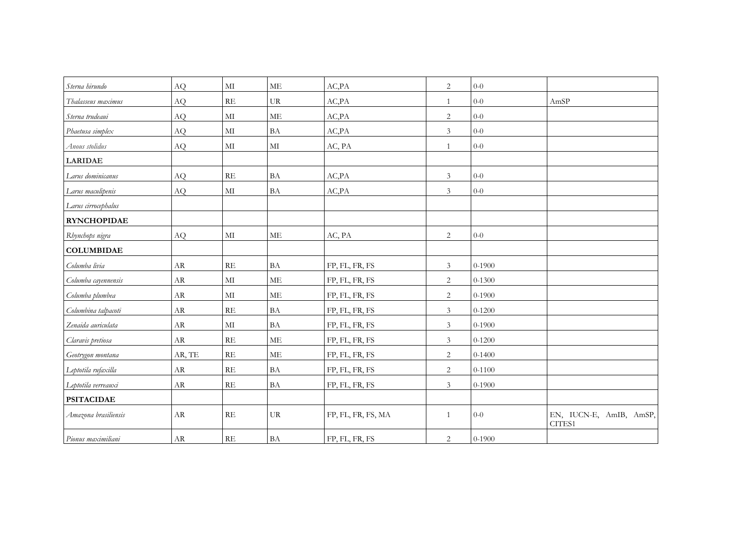| | | | | | | | |
|---|---|---|---|---|---|---|---|
| *Sterna hirundo* | AQ | MI | ME | AC,PA | 2 | 0-0 | |
| *Thalasseus maximus* | AQ | RE | UR | AC,PA | 1 | 0-0 | AmSP |
| *Sterna trudeaui* | AQ | MI | ME | AC,PA | 2 | 0-0 | |
| *Phaetusa simplex* | AQ | MI | BA | AC,PA | 3 | 0-0 | |
| *Anous stolidus* | AQ | MI | MI | AC, PA | 1 | 0-0 | |
| **LARIDAE** | | | | | | | |
| *Larus dominicanus* | AQ | RE | BA | AC,PA | 3 | 0-0 | |
| *Larus maculipenis* | AQ | MI | BA | AC,PA | 3 | 0-0 | |
| *Larus cirrocephalus* | | | | | | | |
| **RYNCHOPIDAE** | | | | | | | |
| *Rhynchops nigra* | AQ | MI | ME | AC, PA | 2 | 0-0 | |
| **COLUMBIDAE** | | | | | | | |
| *Columba livia* | AR | RE | BA | FP, FL, FR, FS | 3 | 0-1900 | |
| *Columba cayennensis* | AR | MI | ME | FP, FL, FR, FS | 2 | 0-1300 | |
| *Columba plumbea* | AR | MI | ME | FP, FL, FR, FS | 2 | 0-1900 | |
| *Columbina talpacoti* | AR | RE | BA | FP, FL, FR, FS | 3 | 0-1200 | |
| *Zenaida auriculata* | AR | MI | BA | FP, FL, FR, FS | 3 | 0-1900 | |
| *Claravis pretiosa* | AR | RE | ME | FP, FL, FR, FS | 3 | 0-1200 | |
| *Geotrygon montana* | AR, TE | RE | ME | FP, FL, FR, FS | 2 | 0-1400 | |
| *Leptotila rufaxilla* | AR | RE | BA | FP, FL, FR, FS | 2 | 0-1100 | |
| *Leptotila verreauxi* | AR | RE | BA | FP, FL, FR, FS | 3 | 0-1900 | |
| **PSITACIDAE** | | | | | | | |
| *Amazona brasiliensis* | AR | RE | UR | FP, FL, FR, FS, MA | 1 | 0-0 | EN, IUCN-E, AmIB, AmSP, CITES1 |
| *Pionus maximiliani* | AR | RE | BA | FP, FL, FR, FS | 2 | 0-1900 | |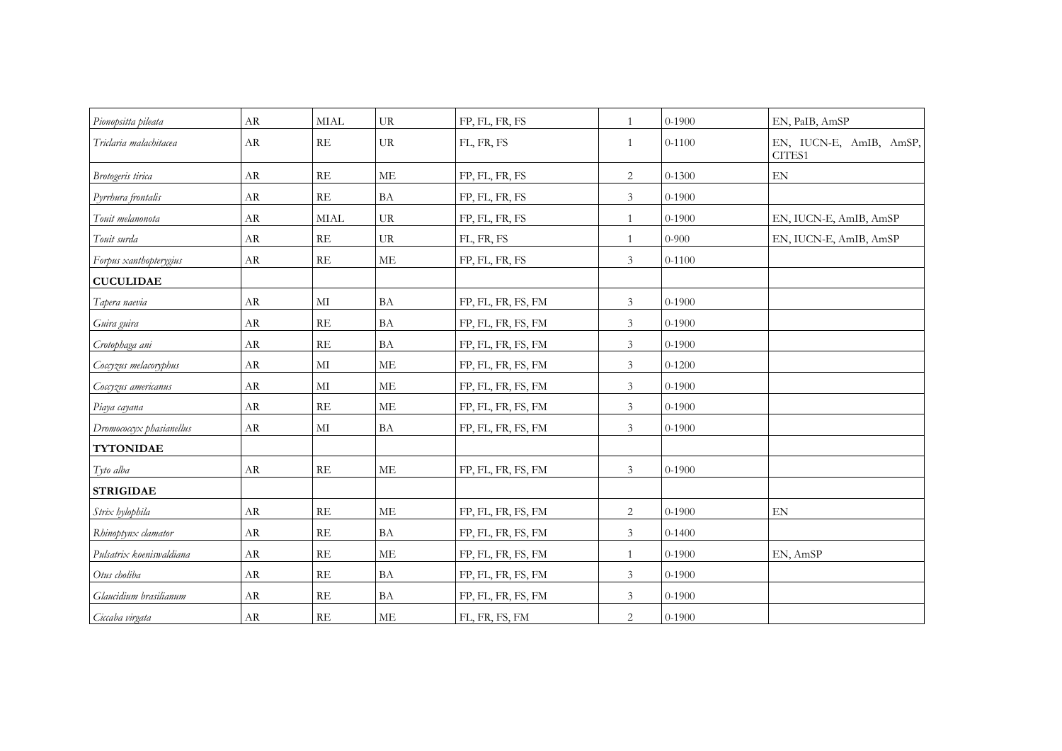| | | | | | | | |
|---|---|---|---|---|---|---|---|
| *Pionopsitta pileata* | AR | MIAL | UR | FP, FL, FR, FS | 1 | 0-1900 | EN, PaIB, AmSP |
| *Triclaria malachitacea* | AR | RE | UR | FL, FR, FS | 1 | 0-1100 | EN, IUCN-E, AmIB, AmSP, CITES1 |
| *Brotogeris tirica* | AR | RE | ME | FP, FL, FR, FS | 2 | 0-1300 | EN |
| *Pyrrhura frontalis* | AR | RE | BA | FP, FL, FR, FS | 3 | 0-1900 | |
| *Touit melanonota* | AR | MIAL | UR | FP, FL, FR, FS | 1 | 0-1900 | EN, IUCN-E, AmIB, AmSP |
| *Touit surda* | AR | RE | UR | FL, FR, FS | 1 | 0-900 | EN, IUCN-E, AmIB, AmSP |
| *Forpus xanthopterygius* | AR | RE | ME | FP, FL, FR, FS | 3 | 0-1100 | |
| **CUCULIDAE** | | | | | | | |
| *Tapera naevia* | AR | MI | BA | FP, FL, FR, FS, FM | 3 | 0-1900 | |
| *Guira guira* | AR | RE | BA | FP, FL, FR, FS, FM | 3 | 0-1900 | |
| *Crotophaga ani* | AR | RE | BA | FP, FL, FR, FS, FM | 3 | 0-1900 | |
| *Coccyzus melacoryphus* | AR | MI | ME | FP, FL, FR, FS, FM | 3 | 0-1200 | |
| *Coccyzus americanus* | AR | MI | ME | FP, FL, FR, FS, FM | 3 | 0-1900 | |
| *Piaya cayana* | AR | RE | ME | FP, FL, FR, FS, FM | 3 | 0-1900 | |
| *Dromococcyx phasianellus* | AR | MI | BA | FP, FL, FR, FS, FM | 3 | 0-1900 | |
| **TYTONIDAE** | | | | | | | |
| *Tyto alba* | AR | RE | ME | FP, FL, FR, FS, FM | 3 | 0-1900 | |
| **STRIGIDAE** | | | | | | | |
| *Strix hylophila* | AR | RE | ME | FP, FL, FR, FS, FM | 2 | 0-1900 | EN |
| *Rhinoptynx clamator* | AR | RE | BA | FP, FL, FR, FS, FM | 3 | 0-1400 | |
| *Pulsatrix koeniswaldiana* | AR | RE | ME | FP, FL, FR, FS, FM | 1 | 0-1900 | EN, AmSP |
| *Otus choliba* | AR | RE | BA | FP, FL, FR, FS, FM | 3 | 0-1900 | |
| *Glaucidium brasilianum* | AR | RE | BA | FP, FL, FR, FS, FM | 3 | 0-1900 | |
| *Ciccaba virgata* | AR | RE | ME | FL, FR, FS, FM | 2 | 0-1900 | |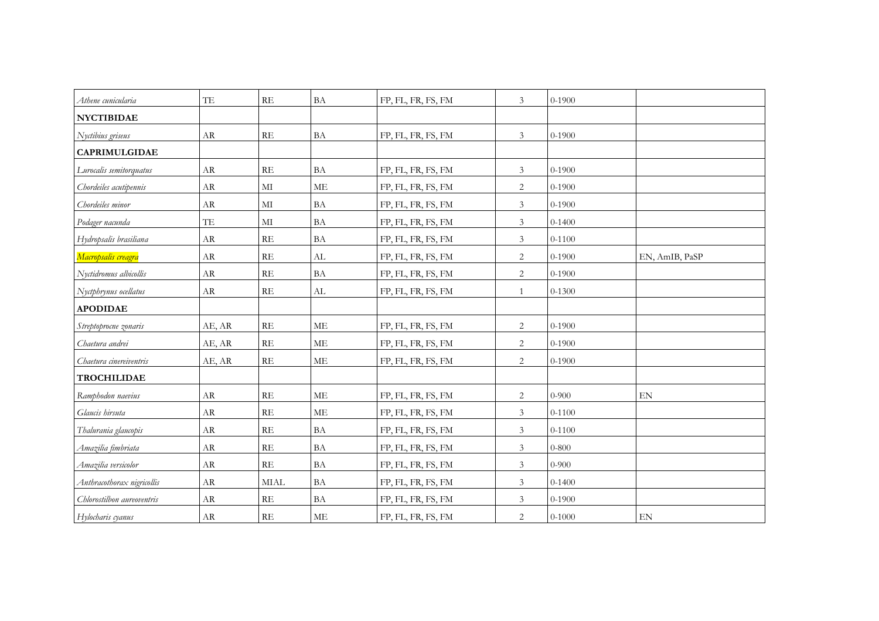| | | | | | | | |
|---|---|---|---|---|---|---|---|
| *Athene cunicularia* | TE | RE | BA | FP, FL, FR, FS, FM | 3 | 0-1900 | |
| **NYCTIBIDAE** | | | | | | | |
| *Nyctibius griseus* | AR | RE | BA | FP, FL, FR, FS, FM | 3 | 0-1900 | |
| **CAPRIMULGIDAE** | | | | | | | |
| *Lurocalis semitorquatus* | AR | RE | BA | FP, FL, FR, FS, FM | 3 | 0-1900 | |
| *Chordeiles acutipennis* | AR | MI | ME | FP, FL, FR, FS, FM | 2 | 0-1900 | |
| *Chordeiles minor* | AR | MI | BA | FP, FL, FR, FS, FM | 3 | 0-1900 | |
| *Podager nacunda* | TE | MI | BA | FP, FL, FR, FS, FM | 3 | 0-1400 | |
| *Hydropsalis brasiliana* | AR | RE | BA | FP, FL, FR, FS, FM | 3 | 0-1100 | |
| *Macropsalis creagra* | AR | RE | AL | FP, FL, FR, FS, FM | 2 | 0-1900 | EN, AmIB, PaSP |
| *Nyctidromus albicollis* | AR | RE | BA | FP, FL, FR, FS, FM | 2 | 0-1900 | |
| *Nyctphrynus ocellatus* | AR | RE | AL | FP, FL, FR, FS, FM | 1 | 0-1300 | |
| **APODIDAE** | | | | | | | |
| *Streptoprocne zonaris* | AE, AR | RE | ME | FP, FL, FR, FS, FM | 2 | 0-1900 | |
| *Chaetura andrei* | AE, AR | RE | ME | FP, FL, FR, FS, FM | 2 | 0-1900 | |
| *Chaetura cinereiventris* | AE, AR | RE | ME | FP, FL, FR, FS, FM | 2 | 0-1900 | |
| **TROCHILIDAE** | | | | | | | |
| *Ramphodon naevius* | AR | RE | ME | FP, FL, FR, FS, FM | 2 | 0-900 | EN |
| *Glaucis hirsuta* | AR | RE | ME | FP, FL, FR, FS, FM | 3 | 0-1100 | |
| *Thalurania glaucopis* | AR | RE | BA | FP, FL, FR, FS, FM | 3 | 0-1100 | |
| *Amazilia fimbriata* | AR | RE | BA | FP, FL, FR, FS, FM | 3 | 0-800 | |
| *Amazilia versicolor* | AR | RE | BA | FP, FL, FR, FS, FM | 3 | 0-900 | |
| *Anthracothorax nigricollis* | AR | MIAL | BA | FP, FL, FR, FS, FM | 3 | 0-1400 | |
| *Chlorostilbon aureoventris* | AR | RE | BA | FP, FL, FR, FS, FM | 3 | 0-1900 | |
| *Hylocharis cyanus* | AR | RE | ME | FP, FL, FR, FS, FM | 2 | 0-1000 | EN |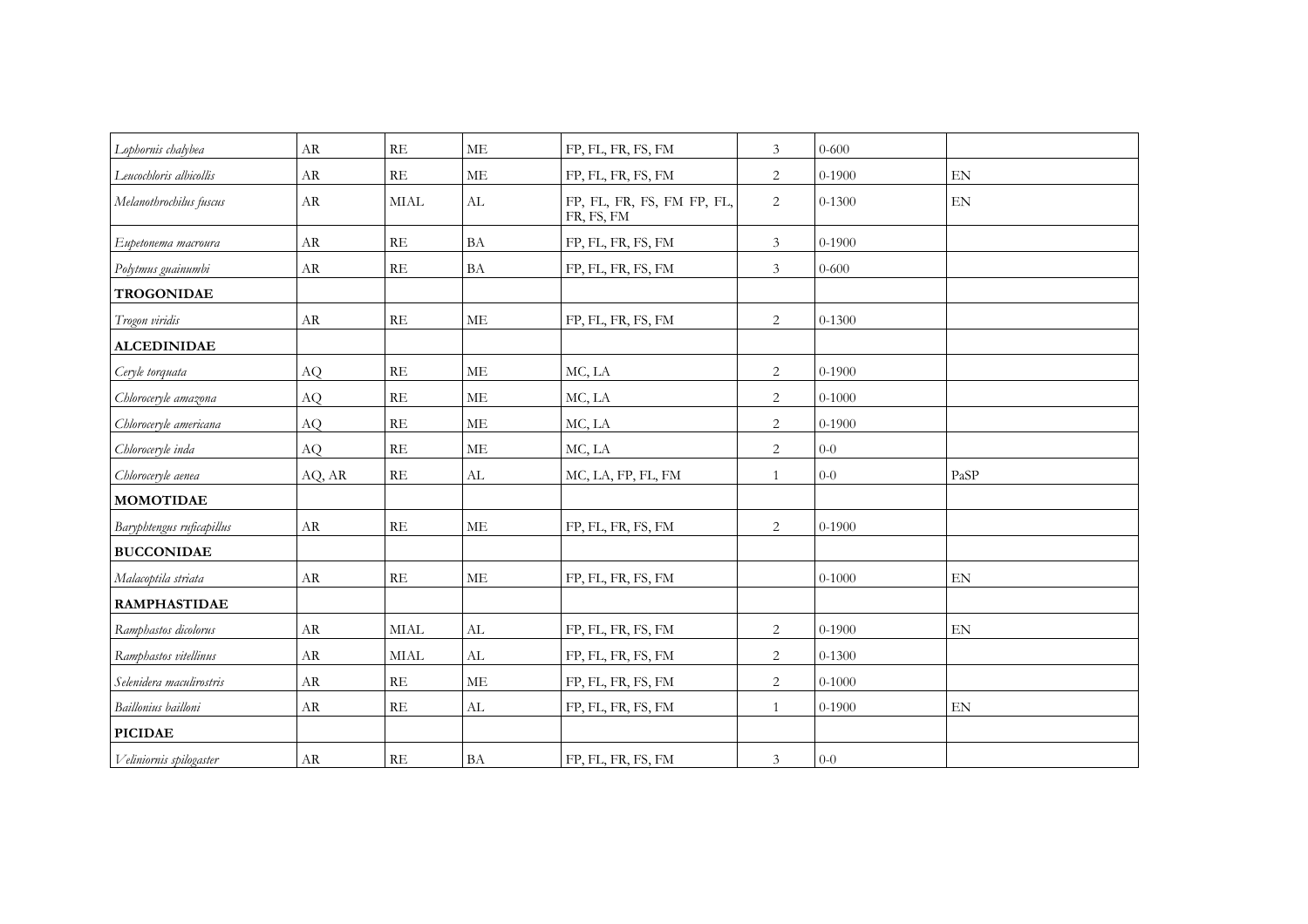| | | | | | | | |
|---|---|---|---|---|---|---|---|
| *Lophornis chalybea* | AR | RE | ME | FP, FL, FR, FS, FM | 3 | 0-600 | |
| *Leucochloris albicollis* | AR | RE | ME | FP, FL, FR, FS, FM | 2 | 0-1900 | EN |
| *Melanothrochilus fuscus* | AR | MIAL | AL | FP, FL, FR, FS, FM FP, FL, FR, FS, FM | 2 | 0-1300 | EN |
| *Eupetonema macroura* | AR | RE | BA | FP, FL, FR, FS, FM | 3 | 0-1900 | |
| *Polytmus guainumbi* | AR | RE | BA | FP, FL, FR, FS, FM | 3 | 0-600 | |
| **TROGONIDAE** | | | | | | | |
| *Trogon viridis* | AR | RE | ME | FP, FL, FR, FS, FM | 2 | 0-1300 | |
| **ALCEDINIDAE** | | | | | | | |
| *Ceryle torquata* | AQ | RE | ME | MC, LA | 2 | 0-1900 | |
| *Chloroceryle amazona* | AQ | RE | ME | MC, LA | 2 | 0-1000 | |
| *Chloroceryle americana* | AQ | RE | ME | MC, LA | 2 | 0-1900 | |
| *Chloroceryle inda* | AQ | RE | ME | MC, LA | 2 | 0-0 | |
| *Chloroceryle aenea* | AQ, AR | RE | AL | MC, LA, FP, FL, FM | 1 | 0-0 | PaSP |
| **MOMOTIDAE** | | | | | | | |
| *Baryphtengus ruficapillus* | AR | RE | ME | FP, FL, FR, FS, FM | 2 | 0-1900 | |
| **BUCCONIDAE** | | | | | | | |
| *Malacoptila striata* | AR | RE | ME | FP, FL, FR, FS, FM | | 0-1000 | EN |
| **RAMPHASTIDAE** | | | | | | | |
| *Ramphastos dicolorus* | AR | MIAL | AL | FP, FL, FR, FS, FM | 2 | 0-1900 | EN |
| *Ramphastos vitellinus* | AR | MIAL | AL | FP, FL, FR, FS, FM | 2 | 0-1300 | |
| *Selenidera maculirostris* | AR | RE | ME | FP, FL, FR, FS, FM | 2 | 0-1000 | |
| *Baillonius bailloni* | AR | RE | AL | FP, FL, FR, FS, FM | 1 | 0-1900 | EN |
| **PICIDAE** | | | | | | | |
| *Veliniornis spilogaster* | AR | RE | BA | FP, FL, FR, FS, FM | 3 | 0-0 | |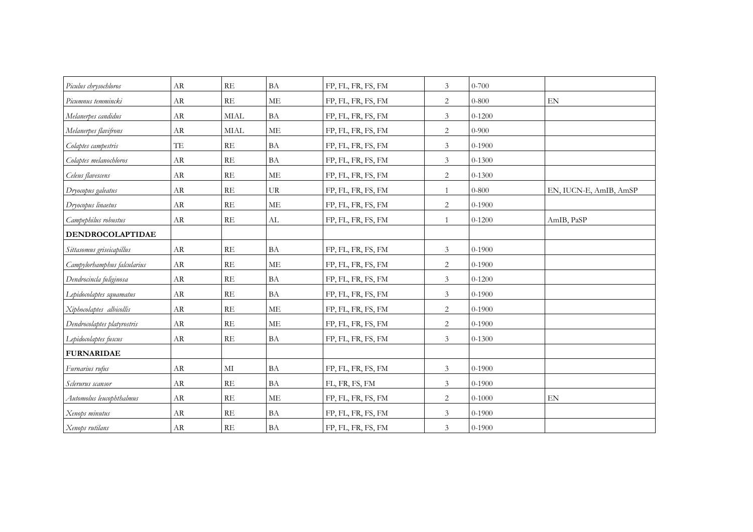| | | | | | | | |
|---|---|---|---|---|---|---|---|
| *Piculus chrysochloros* | AR | RE | BA | FP, FL, FR, FS, FM | 3 | 0-700 | |
| *Picumnus temmincki* | AR | RE | ME | FP, FL, FR, FS, FM | 2 | 0-800 | EN |
| *Melanerpes candidus* | AR | MIAL | BA | FP, FL, FR, FS, FM | 3 | 0-1200 | |
| *Melanerpes flavifrons* | AR | MIAL | ME | FP, FL, FR, FS, FM | 2 | 0-900 | |
| *Colaptes campestris* | TE | RE | BA | FP, FL, FR, FS, FM | 3 | 0-1900 | |
| *Colaptes melanochloros* | AR | RE | BA | FP, FL, FR, FS, FM | 3 | 0-1300 | |
| *Celeus flavescens* | AR | RE | ME | FP, FL, FR, FS, FM | 2 | 0-1300 | |
| *Dryocopus galeatus* | AR | RE | UR | FP, FL, FR, FS, FM | 1 | 0-800 | EN, IUCN-E, AmIB, AmSP |
| *Dryocopus linaetus* | AR | RE | ME | FP, FL, FR, FS, FM | 2 | 0-1900 | |
| *Campephilus robustus* | AR | RE | AL | FP, FL, FR, FS, FM | 1 | 0-1200 | AmIB, PaSP |
| **DENDROCOLAPTIDAE** | | | | | | | |
| *Sittasomus griseicapillus* | AR | RE | BA | FP, FL, FR, FS, FM | 3 | 0-1900 | |
| *Campylorhamphus falcularius* | AR | RE | ME | FP, FL, FR, FS, FM | 2 | 0-1900 | |
| *Dendrocincla fuliginosa* | AR | RE | BA | FP, FL, FR, FS, FM | 3 | 0-1200 | |
| *Lepidocolaptes squamatus* | AR | RE | BA | FP, FL, FR, FS, FM | 3 | 0-1900 | |
| *Xiphocolaptes albicollis* | AR | RE | ME | FP, FL, FR, FS, FM | 2 | 0-1900 | |
| *Dendrocolaptes platyrostris* | AR | RE | ME | FP, FL, FR, FS, FM | 2 | 0-1900 | |
| *Lepidocolaptes fuscus* | AR | RE | BA | FP, FL, FR, FS, FM | 3 | 0-1300 | |
| **FURNARIDAE** | | | | | | | |
| *Furnarius rufus* | AR | MI | BA | FP, FL, FR, FS, FM | 3 | 0-1900 | |
| *Sclerurus scansor* | AR | RE | BA | FL, FR, FS, FM | 3 | 0-1900 | |
| *Automolus leucophthalmus* | AR | RE | ME | FP, FL, FR, FS, FM | 2 | 0-1000 | EN |
| *Xenops minutus* | AR | RE | BA | FP, FL, FR, FS, FM | 3 | 0-1900 | |
| *Xenops rutilans* | AR | RE | BA | FP, FL, FR, FS, FM | 3 | 0-1900 | |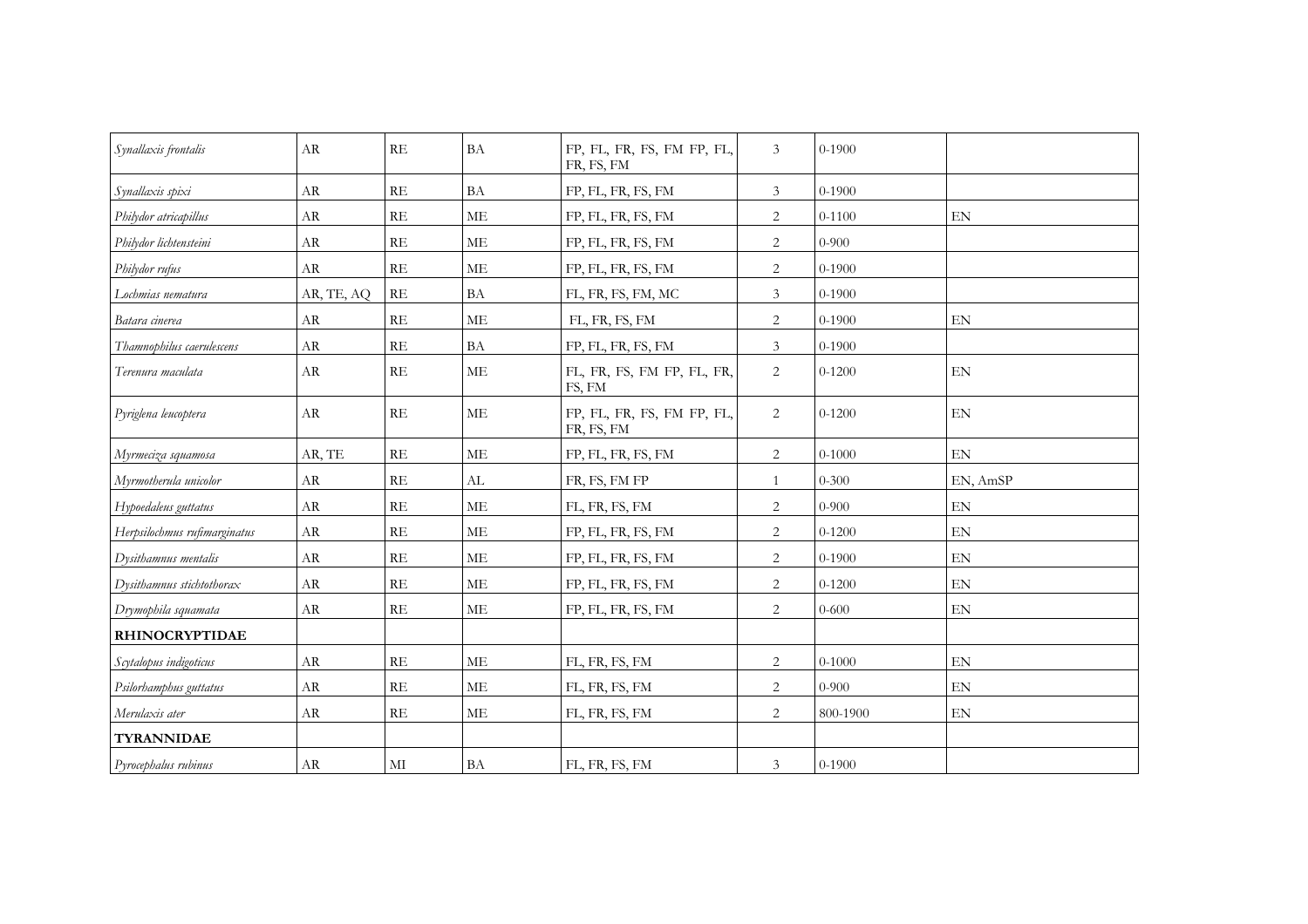| *Synallaxis frontalis* | AR | RE | BA | FP, FL, FR, FS, FM FP, FL, FR, FS, FM | 3 | 0-1900 | |
|---|---|---|---|---|---|---|---|
| *Synallaxis spixi* | AR | RE | BA | FP, FL, FR, FS, FM | 3 | 0-1900 | |
| *Philydor atricapillus* | AR | RE | ME | FP, FL, FR, FS, FM | 2 | 0-1100 | EN |
| *Philydor lichtensteini* | AR | RE | ME | FP, FL, FR, FS, FM | 2 | 0-900 | |
| *Philydor rufus* | AR | RE | ME | FP, FL, FR, FS, FM | 2 | 0-1900 | |
| *Lochmias nematura* | AR, TE, AQ | RE | BA | FL, FR, FS, FM, MC | 3 | 0-1900 | |
| *Batara cinerea* | AR | RE | ME | FL, FR, FS, FM | 2 | 0-1900 | EN |
| *Thamnophilus caerulescens* | AR | RE | BA | FP, FL, FR, FS, FM | 3 | 0-1900 | |
| *Terenura maculata* | AR | RE | ME | FL, FR, FS, FM FP, FL, FR, FS, FM | 2 | 0-1200 | EN |
| *Pyriglena leucoptera* | AR | RE | ME | FP, FL, FR, FS, FM FP, FL, FR, FS, FM | 2 | 0-1200 | EN |
| *Myrmeciza squamosa* | AR, TE | RE | ME | FP, FL, FR, FS, FM | 2 | 0-1000 | EN |
| *Myrmotherula unicolor* | AR | RE | AL | FR, FS, FM FP | 1 | 0-300 | EN, AmSP |
| *Hypoedaleus guttatus* | AR | RE | ME | FL, FR, FS, FM | 2 | 0-900 | EN |
| *Herpsilochmus rufimarginatus* | AR | RE | ME | FP, FL, FR, FS, FM | 2 | 0-1200 | EN |
| *Dysithamnus mentalis* | AR | RE | ME | FP, FL, FR, FS, FM | 2 | 0-1900 | EN |
| *Dysithamnus stictothorax* | AR | RE | ME | FP, FL, FR, FS, FM | 2 | 0-1200 | EN |
| *Drymophila squamata* | AR | RE | ME | FP, FL, FR, FS, FM | 2 | 0-600 | EN |
| **RHINOCRYPTIDAE** | | | | | | | |
| *Scytalopus indigoticus* | AR | RE | ME | FL, FR, FS, FM | 2 | 0-1000 | EN |
| *Psilorhamphus guttatus* | AR | RE | ME | FL, FR, FS, FM | 2 | 0-900 | EN |
| *Merulaxis ater* | AR | RE | ME | FL, FR, FS, FM | 2 | 800-1900 | EN |
| **TYRANNIDAE** | | | | | | | |
| *Pyrocephalus rubinus* | AR | MI | BA | FL, FR, FS, FM | 3 | 0-1900 | |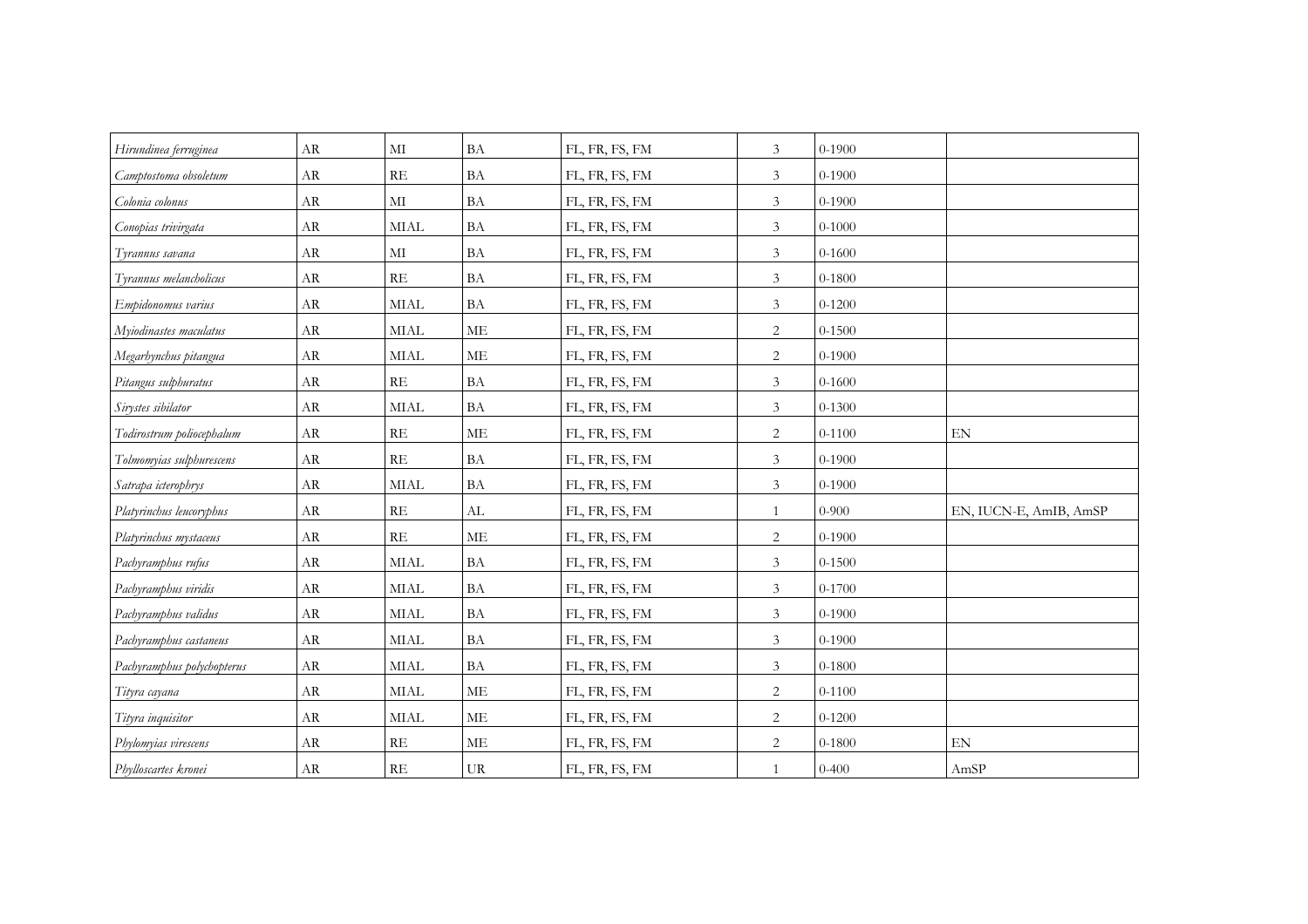| | | | | | | | |
|---|---|---|---|---|---|---|---|
| *Hirundinea ferruginea* | AR | MI | BA | FL, FR, FS, FM | 3 | 0-1900 | |
| *Camptostoma obsoletum* | AR | RE | BA | FL, FR, FS, FM | 3 | 0-1900 | |
| *Colonia colonus* | AR | MI | BA | FL, FR, FS, FM | 3 | 0-1900 | |
| *Conopias trivirgata* | AR | MIAL | BA | FL, FR, FS, FM | 3 | 0-1000 | |
| *Tyrannus savana* | AR | MI | BA | FL, FR, FS, FM | 3 | 0-1600 | |
| *Tyrannus melancholicus* | AR | RE | BA | FL, FR, FS, FM | 3 | 0-1800 | |
| *Empidonomus varius* | AR | MIAL | BA | FL, FR, FS, FM | 3 | 0-1200 | |
| *Myiodinastes maculatus* | AR | MIAL | ME | FL, FR, FS, FM | 2 | 0-1500 | |
| *Megarhynchus pitangua* | AR | MIAL | ME | FL, FR, FS, FM | 2 | 0-1900 | |
| *Pitangus sulphuratus* | AR | RE | BA | FL, FR, FS, FM | 3 | 0-1600 | |
| *Sirystes sibilator* | AR | MIAL | BA | FL, FR, FS, FM | 3 | 0-1300 | |
| *Todirostrum poliocephalum* | AR | RE | ME | FL, FR, FS, FM | 2 | 0-1100 | EN |
| *Tolmomyias sulphurescens* | AR | RE | BA | FL, FR, FS, FM | 3 | 0-1900 | |
| *Satrapa icterophrys* | AR | MIAL | BA | FL, FR, FS, FM | 3 | 0-1900 | |
| *Platyrinchus leucoryphus* | AR | RE | AL | FL, FR, FS, FM | 1 | 0-900 | EN, IUCN-E, AmIB, AmSP |
| *Platyrinchus mystaceus* | AR | RE | ME | FL, FR, FS, FM | 2 | 0-1900 | |
| *Pachyramphus rufus* | AR | MIAL | BA | FL, FR, FS, FM | 3 | 0-1500 | |
| *Pachyramphus viridis* | AR | MIAL | BA | FL, FR, FS, FM | 3 | 0-1700 | |
| *Pachyramphus validus* | AR | MIAL | BA | FL, FR, FS, FM | 3 | 0-1900 | |
| *Pachyramphus castaneus* | AR | MIAL | BA | FL, FR, FS, FM | 3 | 0-1900 | |
| *Pachyramphus polychopterus* | AR | MIAL | BA | FL, FR, FS, FM | 3 | 0-1800 | |
| *Tityra cayana* | AR | MIAL | ME | FL, FR, FS, FM | 2 | 0-1100 | |
| *Tityra inquisitor* | AR | MIAL | ME | FL, FR, FS, FM | 2 | 0-1200 | |
| *Phylomyias virescens* | AR | RE | ME | FL, FR, FS, FM | 2 | 0-1800 | EN |
| *Phylloscartes kronei* | AR | RE | UR | FL, FR, FS, FM | 1 | 0-400 | AmSP |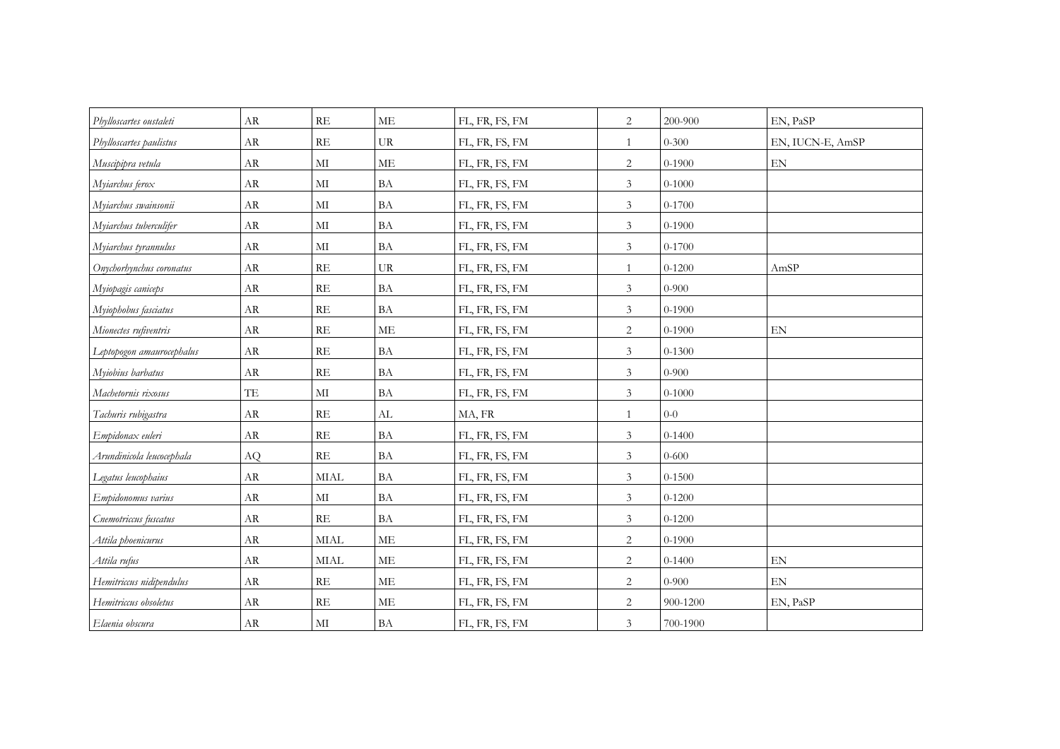| | | | | | | | |
|---|---|---|---|---|---|---|---|
| *Phylloscartes oustaleti* | AR | RE | ME | FL, FR, FS, FM | 2 | 200-900 | EN, PaSP |
| *Phylloscartes paulistus* | AR | RE | UR | FL, FR, FS, FM | 1 | 0-300 | EN, IUCN-E, AmSP |
| *Muscipipra vetula* | AR | MI | ME | FL, FR, FS, FM | 2 | 0-1900 | EN |
| *Myiarchus ferox* | AR | MI | BA | FL, FR, FS, FM | 3 | 0-1000 | |
| *Myiarchus swainsonii* | AR | MI | BA | FL, FR, FS, FM | 3 | 0-1700 | |
| *Myiarchus tuberculifer* | AR | MI | BA | FL, FR, FS, FM | 3 | 0-1900 | |
| *Myiarchus tyrannulus* | AR | MI | BA | FL, FR, FS, FM | 3 | 0-1700 | |
| *Onychorhynchus coronatus* | AR | RE | UR | FL, FR, FS, FM | 1 | 0-1200 | AmSP |
| *Myiopagis caniceps* | AR | RE | BA | FL, FR, FS, FM | 3 | 0-900 | |
| *Myiophobus fasciatus* | AR | RE | BA | FL, FR, FS, FM | 3 | 0-1900 | |
| *Mionectes rufiventris* | AR | RE | ME | FL, FR, FS, FM | 2 | 0-1900 | EN |
| *Leptopogon amaurocephalus* | AR | RE | BA | FL, FR, FS, FM | 3 | 0-1300 | |
| *Myiobius barbatus* | AR | RE | BA | FL, FR, FS, FM | 3 | 0-900 | |
| *Machetornis rixosus* | TE | MI | BA | FL, FR, FS, FM | 3 | 0-1000 | |
| *Tachuris rubigastra* | AR | RE | AL | MA, FR | 1 | 0-0 | |
| *Empidonax euleri* | AR | RE | BA | FL, FR, FS, FM | 3 | 0-1400 | |
| *Arundinicola leucocephala* | AQ | RE | BA | FL, FR, FS, FM | 3 | 0-600 | |
| *Legatus leucophaius* | AR | MIAL | BA | FL, FR, FS, FM | 3 | 0-1500 | |
| *Empidonomus varius* | AR | MI | BA | FL, FR, FS, FM | 3 | 0-1200 | |
| *Cnemotriccus fuscatus* | AR | RE | BA | FL, FR, FS, FM | 3 | 0-1200 | |
| *Attila phoenicurus* | AR | MIAL | ME | FL, FR, FS, FM | 2 | 0-1900 | |
| *Attila rufus* | AR | MIAL | ME | FL, FR, FS, FM | 2 | 0-1400 | EN |
| *Hemitriccus nidipendulus* | AR | RE | ME | FL, FR, FS, FM | 2 | 0-900 | EN |
| *Hemitriccus obsoletus* | AR | RE | ME | FL, FR, FS, FM | 2 | 900-1200 | EN, PaSP |
| *Elaenia obscura* | AR | MI | BA | FL, FR, FS, FM | 3 | 700-1900 | |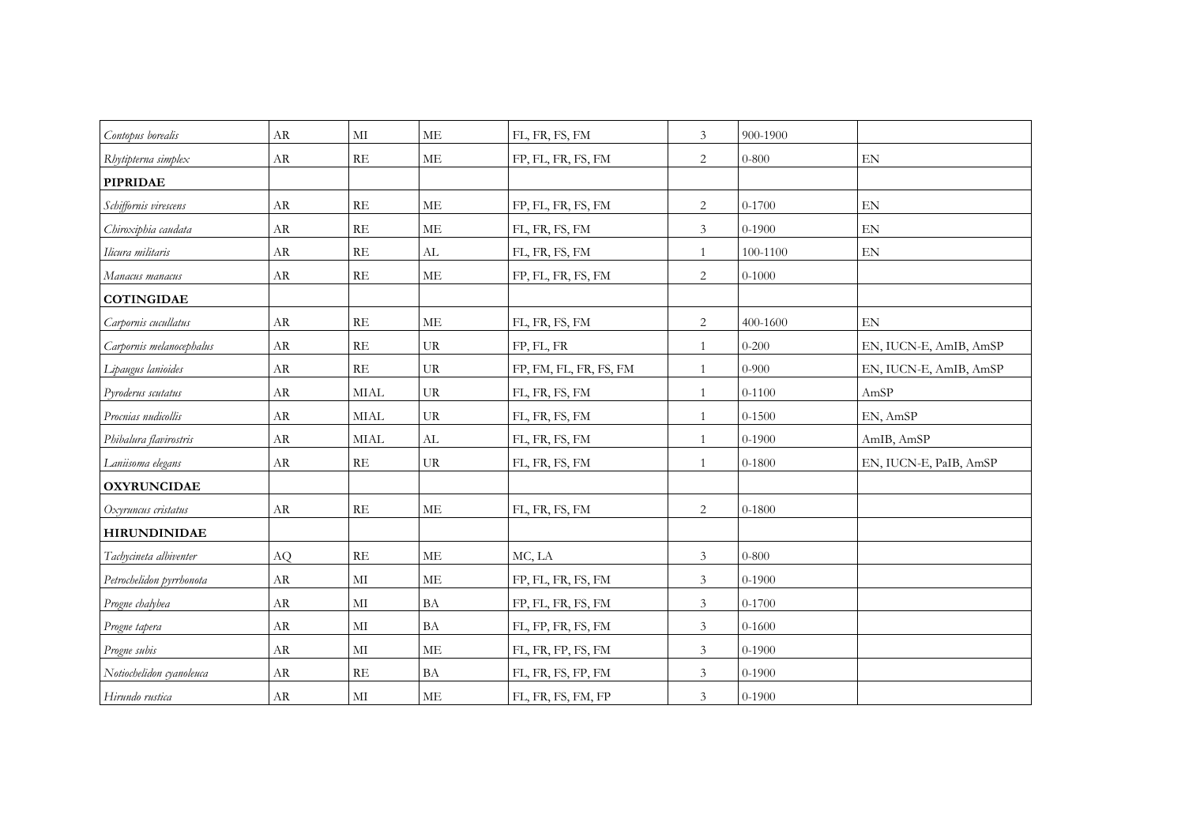| | | | | | | | |
|---|---|---|---|---|---|---|---|
| *Contopus borealis* | AR | MI | ME | FL, FR, FS, FM | 3 | 900-1900 | |
| *Rhytipterna simplex* | AR | RE | ME | FP, FL, FR, FS, FM | 2 | 0-800 | EN |
| **PIPRIDAE** | | | | | | | |
| *Schiffornis virescens* | AR | RE | ME | FP, FL, FR, FS, FM | 2 | 0-1700 | EN |
| *Chiroxiphia caudata* | AR | RE | ME | FL, FR, FS, FM | 3 | 0-1900 | EN |
| *Ilicura militaris* | AR | RE | AL | FL, FR, FS, FM | 1 | 100-1100 | EN |
| *Manacus manacus* | AR | RE | ME | FP, FL, FR, FS, FM | 2 | 0-1000 | |
| **COTINGIDAE** | | | | | | | |
| *Carpornis cucullatus* | AR | RE | ME | FL, FR, FS, FM | 2 | 400-1600 | EN |
| *Carpornis melanocephalus* | AR | RE | UR | FP, FL, FR | 1 | 0-200 | EN, IUCN-E, AmIB, AmSP |
| *Lipaugus lanioides* | AR | RE | UR | FP, FM, FL, FR, FS, FM | 1 | 0-900 | EN, IUCN-E, AmIB, AmSP |
| *Pyroderus scutatus* | AR | MIAL | UR | FL, FR, FS, FM | 1 | 0-1100 | AmSP |
| *Procnias nudicollis* | AR | MIAL | UR | FL, FR, FS, FM | 1 | 0-1500 | EN, AmSP |
| *Phibalura flavirostris* | AR | MIAL | AL | FL, FR, FS, FM | 1 | 0-1900 | AmIB, AmSP |
| *Laniisoma elegans* | AR | RE | UR | FL, FR, FS, FM | 1 | 0-1800 | EN, IUCN-E, PaIB, AmSP |
| **OXYRUNCIDAE** | | | | | | | |
| *Oxyruncus cristatus* | AR | RE | ME | FL, FR, FS, FM | 2 | 0-1800 | |
| **HIRUNDINIDAE** | | | | | | | |
| *Tachycineta albiventer* | AQ | RE | ME | MC, LA | 3 | 0-800 | |
| *Petrochelidon pyrrhonota* | AR | MI | ME | FP, FL, FR, FS, FM | 3 | 0-1900 | |
| *Progne chalybea* | AR | MI | BA | FP, FL, FR, FS, FM | 3 | 0-1700 | |
| *Progne tapera* | AR | MI | BA | FL, FP, FR, FS, FM | 3 | 0-1600 | |
| *Progne subis* | AR | MI | ME | FL, FR, FP, FS, FM | 3 | 0-1900 | |
| *Notiochelidon cyanoleuca* | AR | RE | BA | FL, FR, FS, FP, FM | 3 | 0-1900 | |
| *Hirundo rustica* | AR | MI | ME | FL, FR, FS, FM, FP | 3 | 0-1900 | |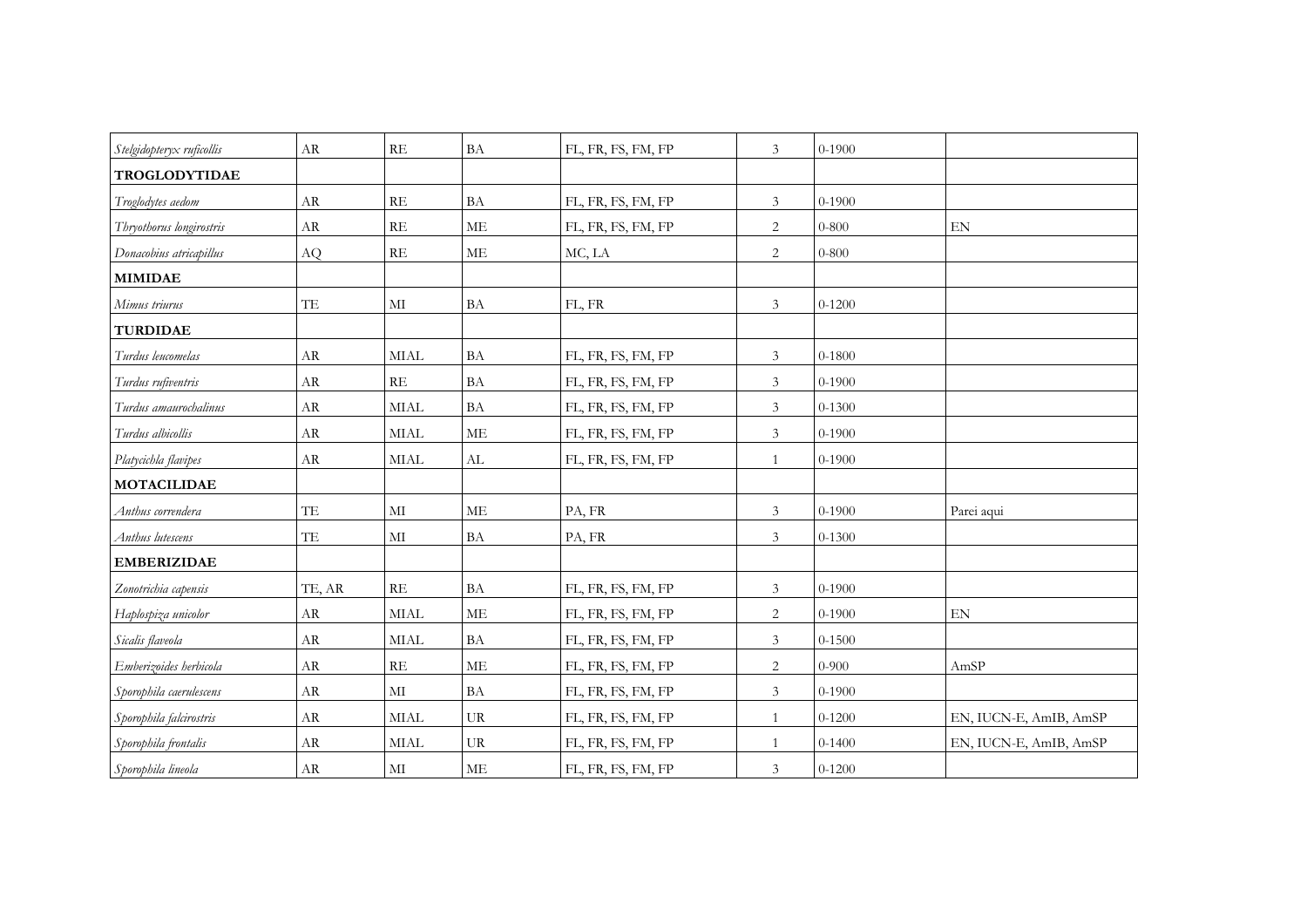| | | | | | | | |
|---|---|---|---|---|---|---|---|
| *Stelgidopteryx ruficollis* | AR | RE | BA | FL, FR, FS, FM, FP | 3 | 0-1900 | |
| **TROGLODYTIDAE** | | | | | | | |
| *Troglodytes aedom* | AR | RE | BA | FL, FR, FS, FM, FP | 3 | 0-1900 | |
| *Thryothorus longirostris* | AR | RE | ME | FL, FR, FS, FM, FP | 2 | 0-800 | EN |
| *Donacobius atricapillus* | AQ | RE | ME | MC, LA | 2 | 0-800 | |
| **MIMIDAE** | | | | | | | |
| *Mimus triurus* | TE | MI | BA | FL, FR | 3 | 0-1200 | |
| **TURDIDAE** | | | | | | | |
| *Turdus leucomelas* | AR | MIAL | BA | FL, FR, FS, FM, FP | 3 | 0-1800 | |
| *Turdus rufiventris* | AR | RE | BA | FL, FR, FS, FM, FP | 3 | 0-1900 | |
| *Turdus amaurochalinus* | AR | MIAL | BA | FL, FR, FS, FM, FP | 3 | 0-1300 | |
| *Turdus albicollis* | AR | MIAL | ME | FL, FR, FS, FM, FP | 3 | 0-1900 | |
| *Platycichla flavipes* | AR | MIAL | AL | FL, FR, FS, FM, FP | 1 | 0-1900 | |
| **MOTACILIDAE** | | | | | | | |
| *Anthus correndera* | TE | MI | ME | PA, FR | 3 | 0-1900 | Parei aqui |
| *Anthus lutescens* | TE | MI | BA | PA, FR | 3 | 0-1300 | |
| **EMBERIZIDAE** | | | | | | | |
| *Zonotrichia capensis* | TE, AR | RE | BA | FL, FR, FS, FM, FP | 3 | 0-1900 | |
| *Haplospiza unicolor* | AR | MIAL | ME | FL, FR, FS, FM, FP | 2 | 0-1900 | EN |
| *Sicalis flaveola* | AR | MIAL | BA | FL, FR, FS, FM, FP | 3 | 0-1500 | |
| *Emberizoides herbicola* | AR | RE | ME | FL, FR, FS, FM, FP | 2 | 0-900 | AmSP |
| *Sporophila caerulescens* | AR | MI | BA | FL, FR, FS, FM, FP | 3 | 0-1900 | |
| *Sporophila falcirostris* | AR | MIAL | UR | FL, FR, FS, FM, FP | 1 | 0-1200 | EN, IUCN-E, AmIB, AmSP |
| *Sporophila frontalis* | AR | MIAL | UR | FL, FR, FS, FM, FP | 1 | 0-1400 | EN, IUCN-E, AmIB, AmSP |
| *Sporophila lineola* | AR | MI | ME | FL, FR, FS, FM, FP | 3 | 0-1200 | |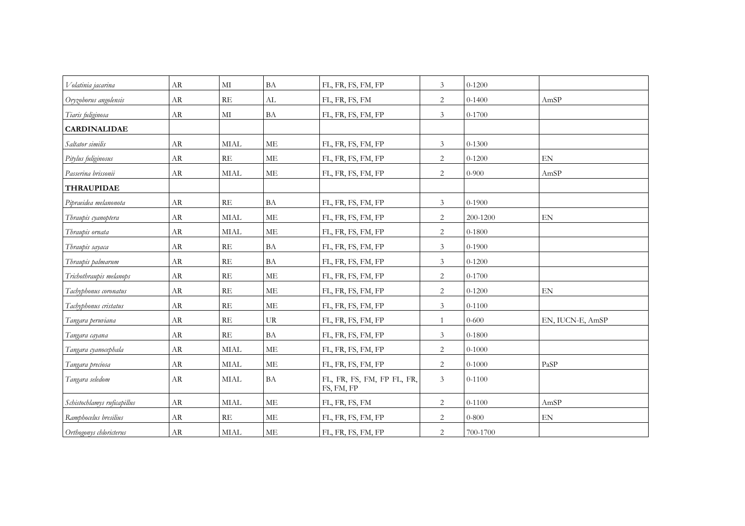| | | | | | | | |
|---|---|---|---|---|---|---|---|
| *Volatinia jacarina* | AR | MI | BA | FL, FR, FS, FM, FP | 3 | 0-1200 | |
| *Oryzoborus angolensis* | AR | RE | AL | FL, FR, FS, FM | 2 | 0-1400 | AmSP |
| *Tiaris fuliginosa* | AR | MI | BA | FL, FR, FS, FM, FP | 3 | 0-1700 | |
| **CARDINALIDAE** | | | | | | | |
| *Saltator similis* | AR | MIAL | ME | FL, FR, FS, FM, FP | 3 | 0-1300 | |
| *Pitylus fuliginosus* | AR | RE | ME | FL, FR, FS, FM, FP | 2 | 0-1200 | EN |
| *Passerina brissonii* | AR | MIAL | ME | FL, FR, FS, FM, FP | 2 | 0-900 | AmSP |
| **THRAUPIDAE** | | | | | | | |
| *Pipraeidea melanonota* | AR | RE | BA | FL, FR, FS, FM, FP | 3 | 0-1900 | |
| *Thraupis cyanoptera* | AR | MIAL | ME | FL, FR, FS, FM, FP | 2 | 200-1200 | EN |
| *Thraupis ornata* | AR | MIAL | ME | FL, FR, FS, FM, FP | 2 | 0-1800 | |
| *Thraupis sayaca* | AR | RE | BA | FL, FR, FS, FM, FP | 3 | 0-1900 | |
| *Thraupis palmarum* | AR | RE | BA | FL, FR, FS, FM, FP | 3 | 0-1200 | |
| *Trichothraupis melanops* | AR | RE | ME | FL, FR, FS, FM, FP | 2 | 0-1700 | |
| *Tachyphonus coronatus* | AR | RE | ME | FL, FR, FS, FM, FP | 2 | 0-1200 | EN |
| *Tachyphonus cristatus* | AR | RE | ME | FL, FR, FS, FM, FP | 3 | 0-1100 | |
| *Tangara peruviana* | AR | RE | UR | FL, FR, FS, FM, FP | 1 | 0-600 | EN, IUCN-E, AmSP |
| *Tangara cayana* | AR | RE | BA | FL, FR, FS, FM, FP | 3 | 0-1800 | |
| *Tangara cyanocephala* | AR | MIAL | ME | FL, FR, FS, FM, FP | 2 | 0-1000 | |
| *Tangara preciosa* | AR | MIAL | ME | FL, FR, FS, FM, FP | 2 | 0-1000 | PaSP |
| *Tangara seledom* | AR | MIAL | BA | FL, FR, FS, FM, FP FL, FR, FS, FM, FP | 3 | 0-1100 | |
| *Schistochlamys ruficapillus* | AR | MIAL | ME | FL, FR, FS, FM | 2 | 0-1100 | AmSP |
| *Ramphocelus bresilius* | AR | RE | ME | FL, FR, FS, FM, FP | 2 | 0-800 | EN |
| *Orthogonys chloricterus* | AR | MIAL | ME | FL, FR, FS, FM, FP | 2 | 700-1700 | |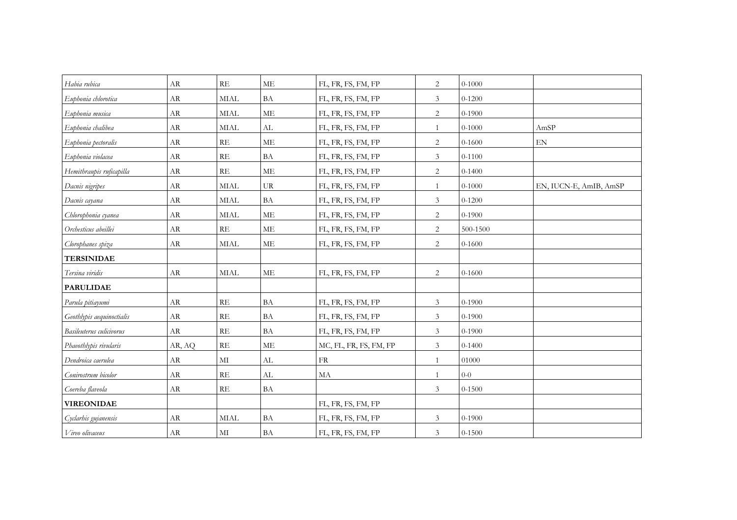| | | | | | | | |
|---|---|---|---|---|---|---|---|
| *Habia rubica* | AR | RE | ME | FL, FR, FS, FM, FP | 2 | 0-1000 | |
| *Euphonia chlorotica* | AR | MIAL | BA | FL, FR, FS, FM, FP | 3 | 0-1200 | |
| *Euphonia musica* | AR | MIAL | ME | FL, FR, FS, FM, FP | 2 | 0-1900 | |
| *Euphonia chalibea* | AR | MIAL | AL | FL, FR, FS, FM, FP | 1 | 0-1000 | AmSP |
| *Euphonia pectoralis* | AR | RE | ME | FL, FR, FS, FM, FP | 2 | 0-1600 | EN |
| *Euphonia violacea* | AR | RE | BA | FL, FR, FS, FM, FP | 3 | 0-1100 | |
| *Hemithraupis ruficapilla* | AR | RE | ME | FL, FR, FS, FM, FP | 2 | 0-1400 | |
| *Dacnis nigripes* | AR | MIAL | UR | FL, FR, FS, FM, FP | 1 | 0-1000 | EN, IUCN-E, AmIB, AmSP |
| *Dacnis cayana* | AR | MIAL | BA | FL, FR, FS, FM, FP | 3 | 0-1200 | |
| *Chlorophonia cyanea* | AR | MIAL | ME | FL, FR, FS, FM, FP | 2 | 0-1900 | |
| *Orchesticus abeillei* | AR | RE | ME | FL, FR, FS, FM, FP | 2 | 500-1500 | |
| *Clorophanes spiza* | AR | MIAL | ME | FL, FR, FS, FM, FP | 2 | 0-1600 | |
| **TERSINIDAE** | | | | | | | |
| *Tersina viridis* | AR | MIAL | ME | FL, FR, FS, FM, FP | 2 | 0-1600 | |
| **PARULIDAE** | | | | | | | |
| *Parula pitiayumi* | AR | RE | BA | FL, FR, FS, FM, FP | 3 | 0-1900 | |
| *Geothlypis aequinoctialis* | AR | RE | BA | FL, FR, FS, FM, FP | 3 | 0-1900 | |
| *Basileuterus culicivorus* | AR | RE | BA | FL, FR, FS, FM, FP | 3 | 0-1900 | |
| *Phaeothlypis rivularis* | AR, AQ | RE | ME | MC, FL, FR, FS, FM, FP | 3 | 0-1400 | |
| *Dendroica caerulea* | AR | MI | AL | FR | 1 | 01000 | |
| *Conirostrum bicolor* | AR | RE | AL | MA | 1 | 0-0 | |
| *Coereba flaveola* | AR | RE | BA | | 3 | 0-1500 | |
| **VIREONIDAE** | | | | FL, FR, FS, FM, FP | | | |
| *Cyclarhis gujanensis* | AR | MIAL | BA | FL, FR, FS, FM, FP | 3 | 0-1900 | |
| *Vireo olivaceus* | AR | MI | BA | FL, FR, FS, FM, FP | 3 | 0-1500 | |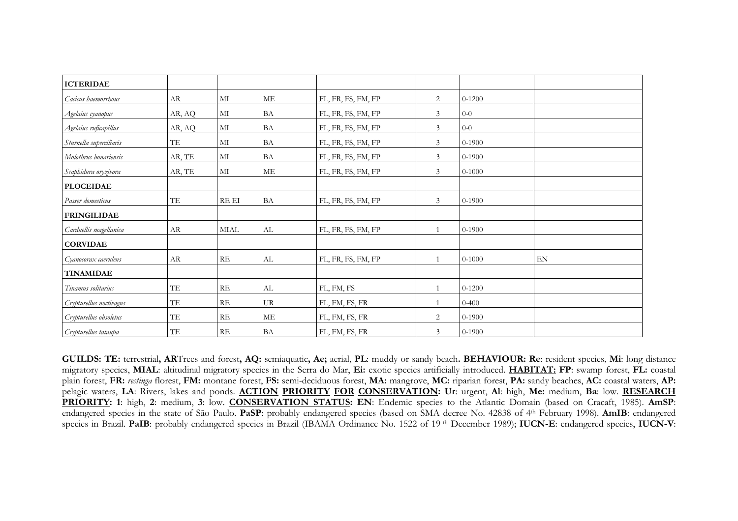| **ICTERIDAE** | | | | | | | |
|---|---|---|---|---|---|---|---|
| *Cacicus haemorrhous* | AR | MI | ME | FL, FR, FS, FM, FP | 2 | 0-1200 | |
| *Agelaius cyanopus* | AR, AQ | MI | BA | FL, FR, FS, FM, FP | 3 | 0-0 | |
| *Agelaius ruficapillus* | AR, AQ | MI | BA | FL, FR, FS, FM, FP | 3 | 0-0 | |
| *Sturnella superciliaris* | TE | MI | BA | FL, FR, FS, FM, FP | 3 | 0-1900 | |
| *Molothrus bonariensis* | AR, TE | MI | BA | FL, FR, FS, FM, FP | 3 | 0-1900 | |
| *Scaphidura oryzivora* | AR, TE | MI | ME | FL, FR, FS, FM, FP | 3 | 0-1000 | |
| **PLOCEIDAE** | | | | | | | |
| *Passer domesticus* | TE | RE EI | BA | FL, FR, FS, FM, FP | 3 | 0-1900 | |
| **FRINGILIDAE** | | | | | | | |
| *Carduellis magellanica* | AR | MIAL | AL | FL, FR, FS, FM, FP | 1 | 0-1900 | |
| **CORVIDAE** | | | | | | | |
| *Cyanocorax caeruleus* | AR | RE | AL | FL, FR, FS, FM, FP | 1 | 0-1000 | EN |
| **TINAMIDAE** | | | | | | | |
| *Tinamus solitarius* | TE | RE | AL | FL, FM, FS | 1 | 0-1200 | |
| *Crypturellus noctivagus* | TE | RE | UR | FL, FM, FS, FR | 1 | 0-400 | |
| *Crypturellus obsoletus* | TE | RE | ME | FL, FM, FS, FR | 2 | 0-1900 | |
| *Crypturellus tataupa* | TE | RE | BA | FL, FM, FS, FR | 3 | 0-1900 | |

**GUILDS: TE:** terrestrial**, AR**Trees and forest**, AQ:** semiaquatic**, Ae;** aerial, **PL**: muddy or sandy beach**. BEHAVIOUR: Re**: resident species, **Mi**: long distance migratory species, **MIAL**: altitudinal migratory species in the Serra do Mar, **Ei:** exotic species artificially introduced. **HABITAT: FP**: swamp forest, **FL:** coastal plain forest, **FR:** *restinga* florest, **FM:** montane forest, **FS:** semi-deciduous forest, **MA:** mangrove, **MC:** riparian forest, **PA:** sandy beaches, **AC:** coastal waters, **AP:** pelagic waters, **LA**: Rivers, lakes and ponds. **ACTION PRIORITY FOR CONSERVATION: Ur**: urgent, **Al**: high, **Me:** medium, **Ba**: low. **RESEARCH PRIORITY: 1**: high, **2**: medium, **3**: low. **CONSERVATION STATUS: EN**: Endemic species to the Atlantic Domain (based on Cracaft, 1985). **AmSP**: endangered species in the state of São Paulo. **PaSP**: probably endangered species (based on SMA decree No. 42838 of 4th February 1998). **AmIB**: endangered species in Brazil. **PaIB**: probably endangered species in Brazil (IBAMA Ordinance No. 1522 of 19 th December 1989); **IUCN-E**: endangered species, **IUCN-V**: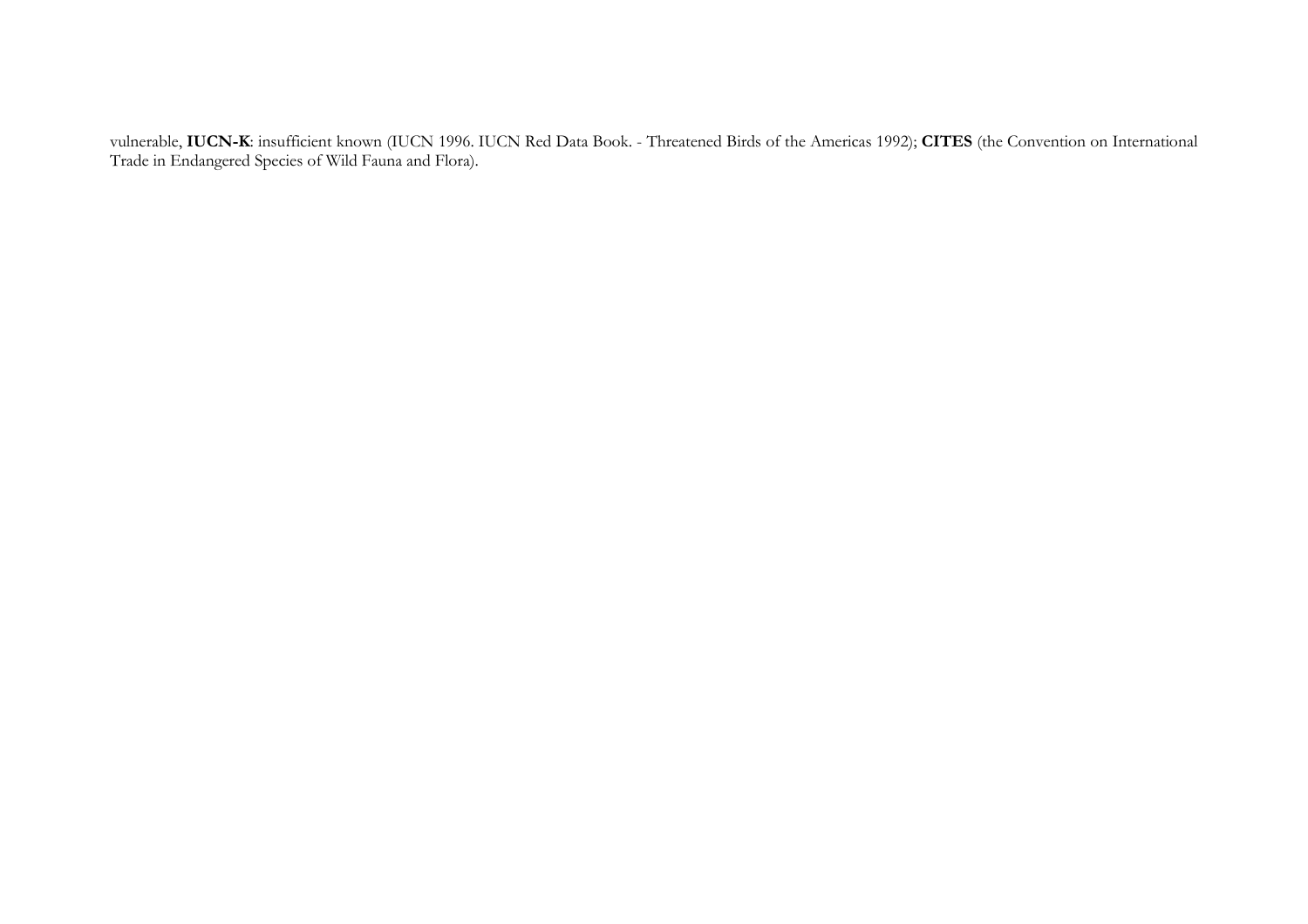vulnerable, **IUCN-K**: insufficient known (IUCN 1996. IUCN Red Data Book. - Threatened Birds of the Americas 1992); **CITES** (the Convention on International Trade in Endangered Species of Wild Fauna and Flora).